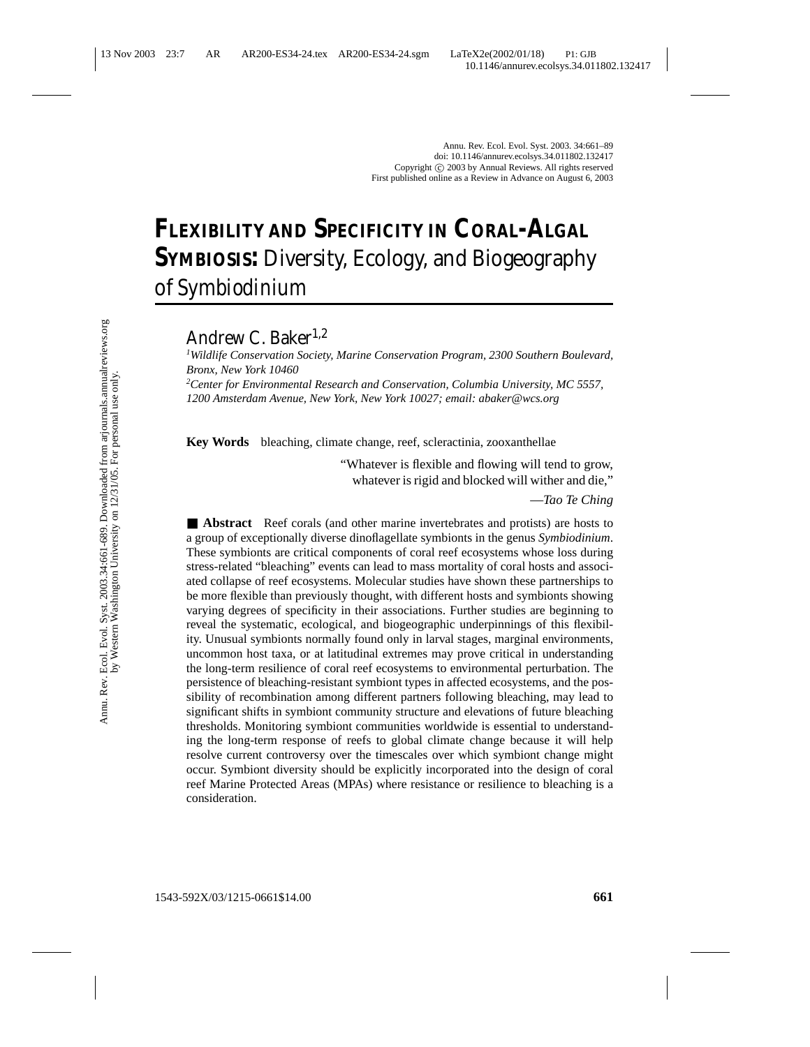# FLEXIBILITY AND SPECIFICITY IN CORAL-ALGAL SYMBIOSIS: Diversity, Ecology, and Biogeography of Symbiodinium

Andrew C. Baker[1,2]

[1] *Wildlife Conservation Society, Marine Conservation Program, 2300 Southern Boulevard, Bronx, New York 10460*

[2] *Center for Environmental Research and Conservation, Columbia University, MC 5557, 1200 Amsterdam Avenue, New York, New York 10027; email: abaker@wcs.org*

**Key Words** bleaching, climate change, reef, scleractinia, zooxanthellae

> "Whatever is flexible and flowing will tend to grow, whatever is rigid and blocked will wither and die,"
>
> —*Tao Te Ching*

■ **Abstract** Reef corals (and other marine invertebrates and protists) are hosts to a group of exceptionally diverse dinoflagellate symbionts in the genus *Symbiodinium*. These symbionts are critical components of coral reef ecosystems whose loss during stress-related "bleaching" events can lead to mass mortality of coral hosts and associated collapse of reef ecosystems. Molecular studies have shown these partnerships to be more flexible than previously thought, with different hosts and symbionts showing varying degrees of specificity in their associations. Further studies are beginning to reveal the systematic, ecological, and biogeographic underpinnings of this flexibility. Unusual symbionts normally found only in larval stages, marginal environments, uncommon host taxa, or at latitudinal extremes may prove critical in understanding the long-term resilience of coral reef ecosystems to environmental perturbation. The persistence of bleaching-resistant symbiont types in affected ecosystems, and the possibility of recombination among different partners following bleaching, may lead to significant shifts in symbiont community structure and elevations of future bleaching thresholds. Monitoring symbiont communities worldwide is essential to understanding the long-term response of reefs to global climate change because it will help resolve current controversy over the timescales over which symbiont change might occur. Symbiont diversity should be explicitly incorporated into the design of coral reef Marine Protected Areas (MPAs) where resistance or resilience to bleaching is a consideration.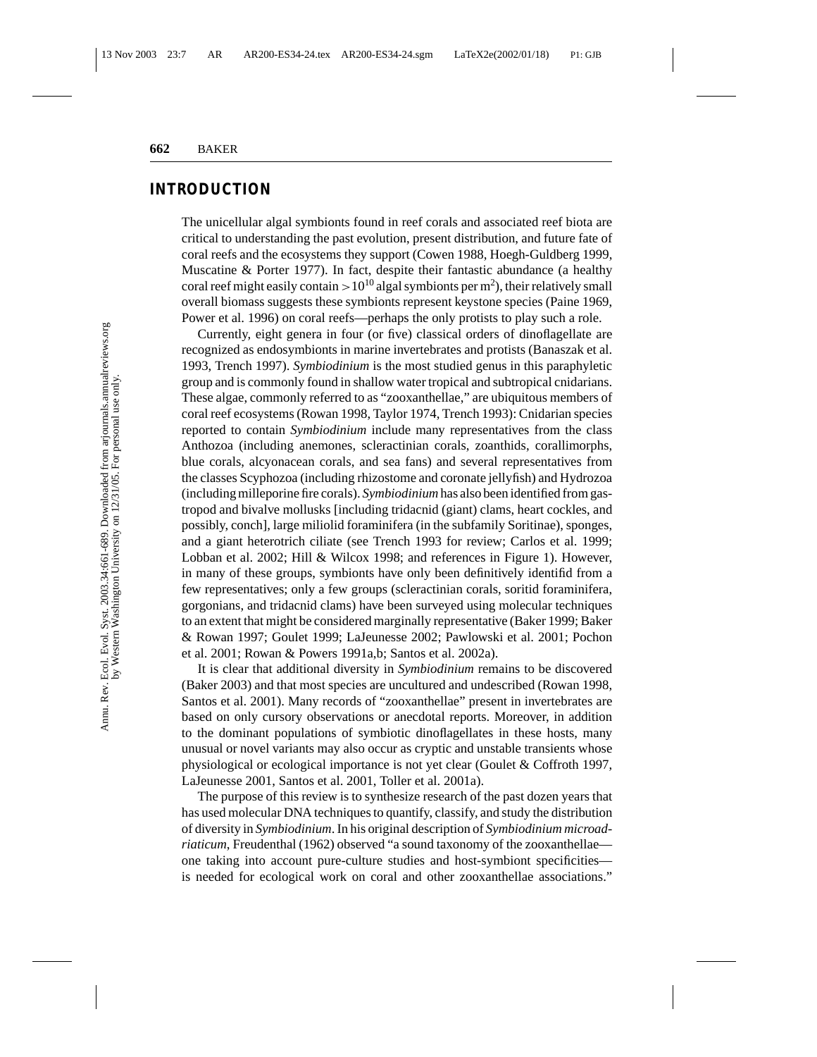## INTRODUCTION

The unicellular algal symbionts found in reef corals and associated reef biota are critical to understanding the past evolution, present distribution, and future fate of coral reefs and the ecosystems they support (Cowen 1988, Hoegh-Guldberg 1999, Muscatine & Porter 1977). In fact, despite their fantastic abundance (a healthy coral reef might easily contain $>10^{10}$ algal symbionts per $m^2$), their relatively small overall biomass suggests these symbionts represent keystone species (Paine 1969, Power et al. 1996) on coral reefs—perhaps the only protists to play such a role.

Currently, eight genera in four (or five) classical orders of dinoflagellate are recognized as endosymbionts in marine invertebrates and protists (Banaszak et al. 1993, Trench 1997). *Symbiodinium* is the most studied genus in this paraphyletic group and is commonly found in shallow water tropical and subtropical cnidarians. These algae, commonly referred to as "zooxanthellae," are ubiquitous members of coral reef ecosystems (Rowan 1998, Taylor 1974, Trench 1993): Cnidarian species reported to contain *Symbiodinium* include many representatives from the class Anthozoa (including anemones, scleractinian corals, zoanthids, corallimorphs, blue corals, alcyonacean corals, and sea fans) and several representatives from the classes Scyphozoa (including rhizostome and coronate jellyfish) and Hydrozoa (including milleporine fire corals). *Symbiodinium* has also been identified from gastropod and bivalve mollusks [including tridacnid (giant) clams, heart cockles, and possibly, conch], large miliolid foraminifera (in the subfamily Soritinae), sponges, and a giant heterotrich ciliate (see Trench 1993 for review; Carlos et al. 1999; Lobban et al. 2002; Hill & Wilcox 1998; and references in Figure 1). However, in many of these groups, symbionts have only been definitively identifid from a few representatives; only a few groups (scleractinian corals, soritid foraminifera, gorgonians, and tridacnid clams) have been surveyed using molecular techniques to an extent that might be considered marginally representative (Baker 1999; Baker & Rowan 1997; Goulet 1999; LaJeunesse 2002; Pawlowski et al. 2001; Pochon et al. 2001; Rowan & Powers 1991a,b; Santos et al. 2002a).

It is clear that additional diversity in *Symbiodinium* remains to be discovered (Baker 2003) and that most species are uncultured and undescribed (Rowan 1998, Santos et al. 2001). Many records of "zooxanthellae" present in invertebrates are based on only cursory observations or anecdotal reports. Moreover, in addition to the dominant populations of symbiotic dinoflagellates in these hosts, many unusual or novel variants may also occur as cryptic and unstable transients whose physiological or ecological importance is not yet clear (Goulet & Coffroth 1997, LaJeunesse 2001, Santos et al. 2001, Toller et al. 2001a).

The purpose of this review is to synthesize research of the past dozen years that has used molecular DNA techniques to quantify, classify, and study the distribution of diversity in *Symbiodinium*. In his original description of *Symbiodinium microadriaticum*, Freudenthal (1962) observed "a sound taxonomy of the zooxanthellae—one taking into account pure-culture studies and host-symbiont specificities—is needed for ecological work on coral and other zooxanthellae associations."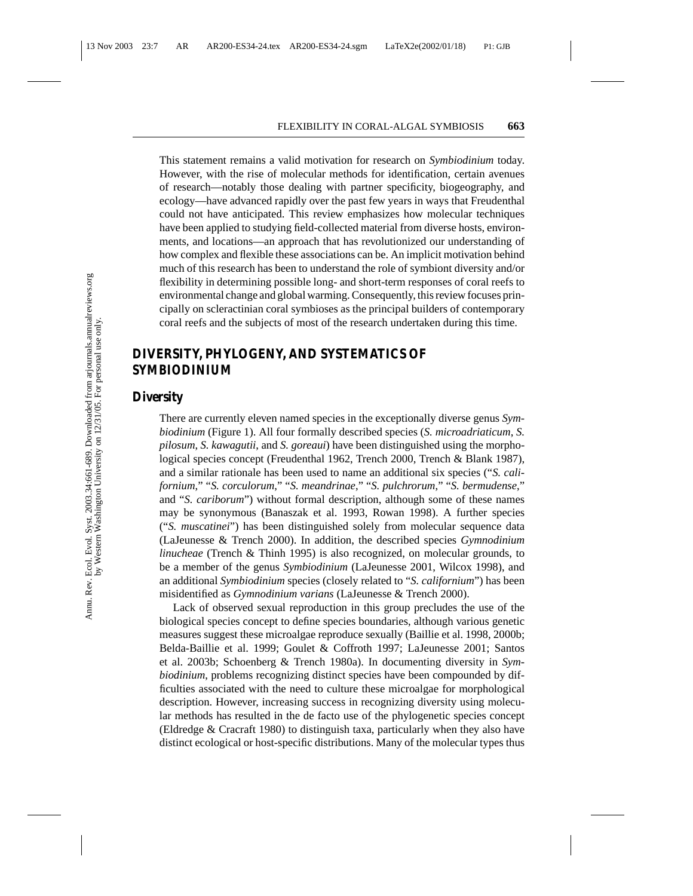This statement remains a valid motivation for research on *Symbiodinium* today. However, with the rise of molecular methods for identification, certain avenues of research—notably those dealing with partner specificity, biogeography, and ecology—have advanced rapidly over the past few years in ways that Freudenthal could not have anticipated. This review emphasizes how molecular techniques have been applied to studying field-collected material from diverse hosts, environments, and locations—an approach that has revolutionized our understanding of how complex and flexible these associations can be. An implicit motivation behind much of this research has been to understand the role of symbiont diversity and/or flexibility in determining possible long- and short-term responses of coral reefs to environmental change and global warming. Consequently, this review focuses principally on scleractinian coral symbioses as the principal builders of contemporary coral reefs and the subjects of most of the research undertaken during this time.

## DIVERSITY, PHYLOGENY, AND SYSTEMATICS OF *SYMBIODINIUM*

### Diversity

There are currently eleven named species in the exceptionally diverse genus *Symbiodinium* (Figure 1). All four formally described species (*S. microadriaticum*, *S. pilosum*, *S. kawagutii*, and *S. goreaui*) have been distinguished using the morphological species concept (Freudenthal 1962, Trench 2000, Trench & Blank 1987), and a similar rationale has been used to name an additional six species ("*S. californium*," "*S. corculorum*," "*S. meandrinae*," "*S. pulchrorum*," "*S. bermudense*," and "*S. cariborum*") without formal description, although some of these names may be synonymous (Banaszak et al. 1993, Rowan 1998). A further species ("*S. muscatinei*") has been distinguished solely from molecular sequence data (LaJeunesse & Trench 2000). In addition, the described species *Gymnodinium linucheae* (Trench & Thinh 1995) is also recognized, on molecular grounds, to be a member of the genus *Symbiodinium* (LaJeunesse 2001, Wilcox 1998), and an additional *Symbiodinium* species (closely related to "*S. californium*") has been misidentified as *Gymnodinium varians* (LaJeunesse & Trench 2000).

Lack of observed sexual reproduction in this group precludes the use of the biological species concept to define species boundaries, although various genetic measures suggest these microalgae reproduce sexually (Baillie et al. 1998, 2000b; Belda-Baillie et al. 1999; Goulet & Coffroth 1997; LaJeunesse 2001; Santos et al. 2003b; Schoenberg & Trench 1980a). In documenting diversity in *Symbiodinium*, problems recognizing distinct species have been compounded by difficulties associated with the need to culture these microalgae for morphological description. However, increasing success in recognizing diversity using molecular methods has resulted in the de facto use of the phylogenetic species concept (Eldredge & Cracraft 1980) to distinguish taxa, particularly when they also have distinct ecological or host-specific distributions. Many of the molecular types thus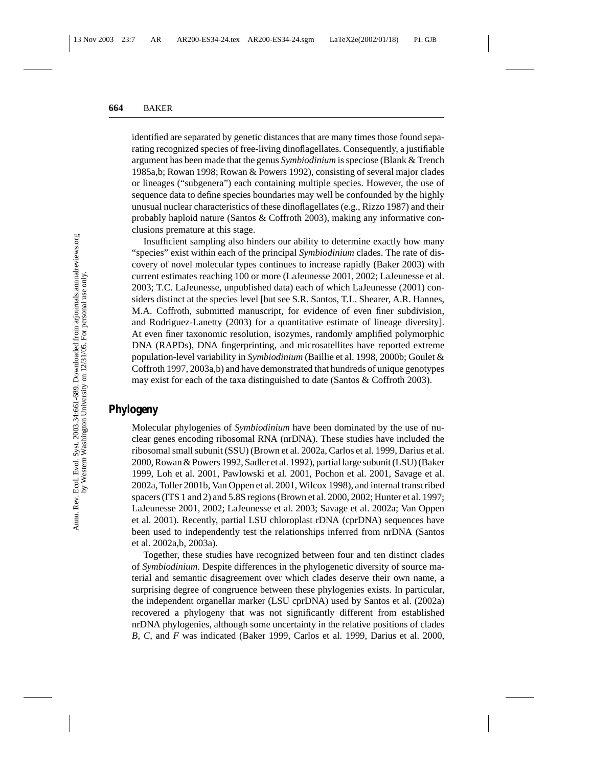identified are separated by genetic distances that are many times those found separating recognized species of free-living dinoflagellates. Consequently, a justifiable argument has been made that the genus *Symbiodinium* is speciose (Blank & Trench 1985a,b; Rowan 1998; Rowan & Powers 1992), consisting of several major clades or lineages ("subgenera") each containing multiple species. However, the use of sequence data to define species boundaries may well be confounded by the highly unusual nuclear characteristics of these dinoflagellates (e.g., Rizzo 1987) and their probably haploid nature (Santos & Coffroth 2003), making any informative conclusions premature at this stage.

Insufficient sampling also hinders our ability to determine exactly how many "species" exist within each of the principal *Symbiodinium* clades. The rate of discovery of novel molecular types continues to increase rapidly (Baker 2003) with current estimates reaching 100 or more (LaJeunesse 2001, 2002; LaJeunesse et al. 2003; T.C. LaJeunesse, unpublished data) each of which LaJeunesse (2001) considers distinct at the species level [but see S.R. Santos, T.L. Shearer, A.R. Hannes, M.A. Coffroth, submitted manuscript, for evidence of even finer subdivision, and Rodriguez-Lanetty (2003) for a quantitative estimate of lineage diversity]. At even finer taxonomic resolution, isozymes, randomly amplified polymorphic DNA (RAPDs), DNA fingerprinting, and microsatellites have reported extreme population-level variability in *Symbiodinium* (Baillie et al. 1998, 2000b; Goulet & Coffroth 1997, 2003a,b) and have demonstrated that hundreds of unique genotypes may exist for each of the taxa distinguished to date (Santos & Coffroth 2003).

## Phylogeny

Molecular phylogenies of *Symbiodinium* have been dominated by the use of nuclear genes encoding ribosomal RNA (nrDNA). These studies have included the ribosomal small subunit (SSU) (Brown et al. 2002a, Carlos et al. 1999, Darius et al. 2000, Rowan & Powers 1992, Sadler et al. 1992), partial large subunit (LSU) (Baker 1999, Loh et al. 2001, Pawlowski et al. 2001, Pochon et al. 2001, Savage et al. 2002a, Toller 2001b, Van Oppen et al. 2001, Wilcox 1998), and internal transcribed spacers (ITS 1 and 2) and 5.8S regions (Brown et al. 2000, 2002; Hunter et al. 1997; LaJeunesse 2001, 2002; LaJeunesse et al. 2003; Savage et al. 2002a; Van Oppen et al. 2001). Recently, partial LSU chloroplast rDNA (cprDNA) sequences have been used to independently test the relationships inferred from nrDNA (Santos et al. 2002a,b, 2003a).

Together, these studies have recognized between four and ten distinct clades of *Symbiodinium*. Despite differences in the phylogenetic diversity of source material and semantic disagreement over which clades deserve their own name, a surprising degree of congruence between these phylogenies exists. In particular, the independent organellar marker (LSU cprDNA) used by Santos et al. (2002a) recovered a phylogeny that was not significantly different from established nrDNA phylogenies, although some uncertainty in the relative positions of clades *B*, *C*, and *F* was indicated (Baker 1999, Carlos et al. 1999, Darius et al. 2000,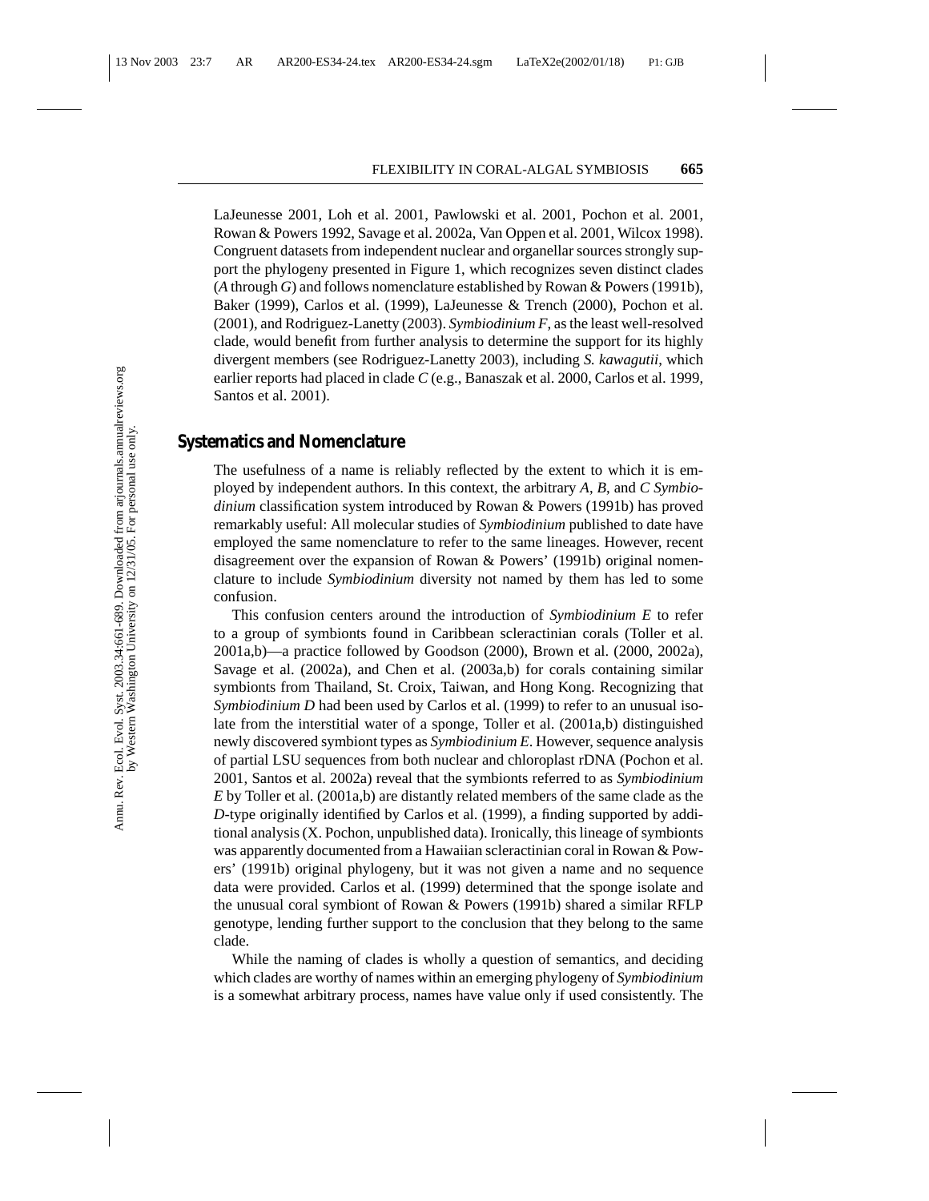LaJeunesse 2001, Loh et al. 2001, Pawlowski et al. 2001, Pochon et al. 2001, Rowan & Powers 1992, Savage et al. 2002a, Van Oppen et al. 2001, Wilcox 1998). Congruent datasets from independent nuclear and organellar sources strongly support the phylogeny presented in Figure 1, which recognizes seven distinct clades (*A* through *G*) and follows nomenclature established by Rowan & Powers (1991b), Baker (1999), Carlos et al. (1999), LaJeunesse & Trench (2000), Pochon et al. (2001), and Rodriguez-Lanetty (2003). *Symbiodinium F*, as the least well-resolved clade, would benefit from further analysis to determine the support for its highly divergent members (see Rodriguez-Lanetty 2003), including *S. kawagutii*, which earlier reports had placed in clade *C* (e.g., Banaszak et al. 2000, Carlos et al. 1999, Santos et al. 2001).

## Systematics and Nomenclature

The usefulness of a name is reliably reflected by the extent to which it is employed by independent authors. In this context, the arbitrary *A*, *B*, and *C Symbiodinium* classification system introduced by Rowan & Powers (1991b) has proved remarkably useful: All molecular studies of *Symbiodinium* published to date have employed the same nomenclature to refer to the same lineages. However, recent disagreement over the expansion of Rowan & Powers' (1991b) original nomenclature to include *Symbiodinium* diversity not named by them has led to some confusion.

This confusion centers around the introduction of *Symbiodinium E* to refer to a group of symbionts found in Caribbean scleractinian corals (Toller et al. 2001a,b)—a practice followed by Goodson (2000), Brown et al. (2000, 2002a), Savage et al. (2002a), and Chen et al. (2003a,b) for corals containing similar symbionts from Thailand, St. Croix, Taiwan, and Hong Kong. Recognizing that *Symbiodinium D* had been used by Carlos et al. (1999) to refer to an unusual isolate from the interstitial water of a sponge, Toller et al. (2001a,b) distinguished newly discovered symbiont types as *Symbiodinium E*. However, sequence analysis of partial LSU sequences from both nuclear and chloroplast rDNA (Pochon et al. 2001, Santos et al. 2002a) reveal that the symbionts referred to as *Symbiodinium E* by Toller et al. (2001a,b) are distantly related members of the same clade as the *D*-type originally identified by Carlos et al. (1999), a finding supported by additional analysis (X. Pochon, unpublished data). Ironically, this lineage of symbionts was apparently documented from a Hawaiian scleractinian coral in Rowan & Powers' (1991b) original phylogeny, but it was not given a name and no sequence data were provided. Carlos et al. (1999) determined that the sponge isolate and the unusual coral symbiont of Rowan & Powers (1991b) shared a similar RFLP genotype, lending further support to the conclusion that they belong to the same clade.

While the naming of clades is wholly a question of semantics, and deciding which clades are worthy of names within an emerging phylogeny of *Symbiodinium* is a somewhat arbitrary process, names have value only if used consistently. The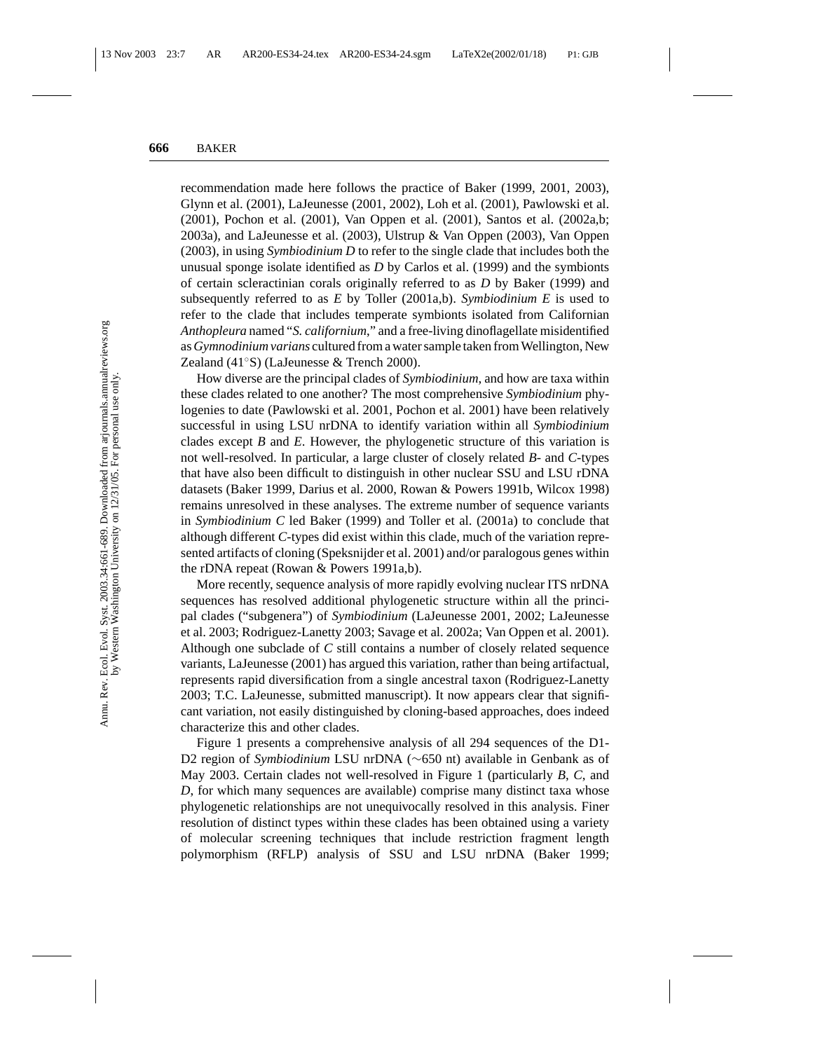recommendation made here follows the practice of Baker (1999, 2001, 2003), Glynn et al. (2001), LaJeunesse (2001, 2002), Loh et al. (2001), Pawlowski et al. (2001), Pochon et al. (2001), Van Oppen et al. (2001), Santos et al. (2002a,b; 2003a), and LaJeunesse et al. (2003), Ulstrup & Van Oppen (2003), Van Oppen (2003), in using *Symbiodinium D* to refer to the single clade that includes both the unusual sponge isolate identified as *D* by Carlos et al. (1999) and the symbionts of certain scleractinian corals originally referred to as *D* by Baker (1999) and subsequently referred to as *E* by Toller (2001a,b). *Symbiodinium E* is used to refer to the clade that includes temperate symbionts isolated from Californian *Anthopleura* named "*S. californium*," and a free-living dinoflagellate misidentified as *Gymnodinium varians* cultured from a water sample taken from Wellington, New Zealand (41°S) (LaJeunesse & Trench 2000).

How diverse are the principal clades of *Symbiodinium*, and how are taxa within these clades related to one another? The most comprehensive *Symbiodinium* phylogenies to date (Pawlowski et al. 2001, Pochon et al. 2001) have been relatively successful in using LSU nrDNA to identify variation within all *Symbiodinium* clades except *B* and *E*. However, the phylogenetic structure of this variation is not well-resolved. In particular, a large cluster of closely related *B*- and *C*-types that have also been difficult to distinguish in other nuclear SSU and LSU rDNA datasets (Baker 1999, Darius et al. 2000, Rowan & Powers 1991b, Wilcox 1998) remains unresolved in these analyses. The extreme number of sequence variants in *Symbiodinium C* led Baker (1999) and Toller et al. (2001a) to conclude that although different *C*-types did exist within this clade, much of the variation represented artifacts of cloning (Speksnijder et al. 2001) and/or paralogous genes within the rDNA repeat (Rowan & Powers 1991a,b).

More recently, sequence analysis of more rapidly evolving nuclear ITS nrDNA sequences has resolved additional phylogenetic structure within all the principal clades ("subgenera") of *Symbiodinium* (LaJeunesse 2001, 2002; LaJeunesse et al. 2003; Rodriguez-Lanetty 2003; Savage et al. 2002a; Van Oppen et al. 2001). Although one subclade of *C* still contains a number of closely related sequence variants, LaJeunesse (2001) has argued this variation, rather than being artifactual, represents rapid diversification from a single ancestral taxon (Rodriguez-Lanetty 2003; T.C. LaJeunesse, submitted manuscript). It now appears clear that significant variation, not easily distinguished by cloning-based approaches, does indeed characterize this and other clades.

Figure 1 presents a comprehensive analysis of all 294 sequences of the D1-D2 region of *Symbiodinium* LSU nrDNA (~650 nt) available in Genbank as of May 2003. Certain clades not well-resolved in Figure 1 (particularly *B*, *C*, and *D*, for which many sequences are available) comprise many distinct taxa whose phylogenetic relationships are not unequivocally resolved in this analysis. Finer resolution of distinct types within these clades has been obtained using a variety of molecular screening techniques that include restriction fragment length polymorphism (RFLP) analysis of SSU and LSU nrDNA (Baker 1999;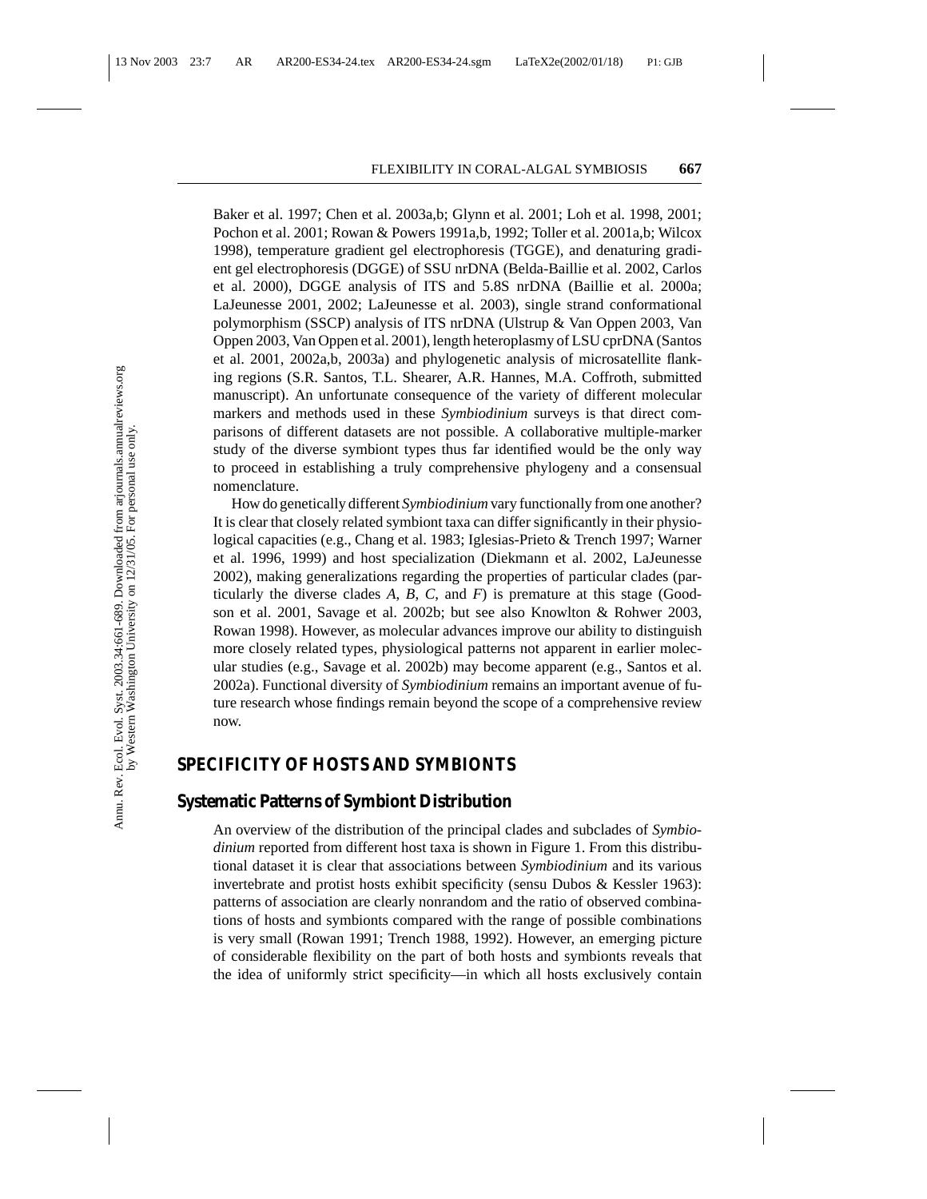Baker et al. 1997; Chen et al. 2003a,b; Glynn et al. 2001; Loh et al. 1998, 2001; Pochon et al. 2001; Rowan & Powers 1991a,b, 1992; Toller et al. 2001a,b; Wilcox 1998), temperature gradient gel electrophoresis (TGGE), and denaturing gradient gel electrophoresis (DGGE) of SSU nrDNA (Belda-Baillie et al. 2002, Carlos et al. 2000), DGGE analysis of ITS and 5.8S nrDNA (Baillie et al. 2000a; LaJeunesse 2001, 2002; LaJeunesse et al. 2003), single strand conformational polymorphism (SSCP) analysis of ITS nrDNA (Ulstrup & Van Oppen 2003, Van Oppen 2003, Van Oppen et al. 2001), length heteroplasmy of LSU cprDNA (Santos et al. 2001, 2002a,b, 2003a) and phylogenetic analysis of microsatellite flanking regions (S.R. Santos, T.L. Shearer, A.R. Hannes, M.A. Coffroth, submitted manuscript). An unfortunate consequence of the variety of different molecular markers and methods used in these *Symbiodinium* surveys is that direct comparisons of different datasets are not possible. A collaborative multiple-marker study of the diverse symbiont types thus far identified would be the only way to proceed in establishing a truly comprehensive phylogeny and a consensual nomenclature.

How do genetically different *Symbiodinium* vary functionally from one another? It is clear that closely related symbiont taxa can differ significantly in their physiological capacities (e.g., Chang et al. 1983; Iglesias-Prieto & Trench 1997; Warner et al. 1996, 1999) and host specialization (Diekmann et al. 2002, LaJeunesse 2002), making generalizations regarding the properties of particular clades (particularly the diverse clades *A*, *B*, *C*, and *F*) is premature at this stage (Goodson et al. 2001, Savage et al. 2002b; but see also Knowlton & Rohwer 2003, Rowan 1998). However, as molecular advances improve our ability to distinguish more closely related types, physiological patterns not apparent in earlier molecular studies (e.g., Savage et al. 2002b) may become apparent (e.g., Santos et al. 2002a). Functional diversity of *Symbiodinium* remains an important avenue of future research whose findings remain beyond the scope of a comprehensive review now.

## SPECIFICITY OF HOSTS AND SYMBIONTS

### Systematic Patterns of Symbiont Distribution

An overview of the distribution of the principal clades and subclades of *Symbiodinium* reported from different host taxa is shown in Figure 1. From this distributional dataset it is clear that associations between *Symbiodinium* and its various invertebrate and protist hosts exhibit specificity (sensu Dubos & Kessler 1963): patterns of association are clearly nonrandom and the ratio of observed combinations of hosts and symbionts compared with the range of possible combinations is very small (Rowan 1991; Trench 1988, 1992). However, an emerging picture of considerable flexibility on the part of both hosts and symbionts reveals that the idea of uniformly strict specificity—in which all hosts exclusively contain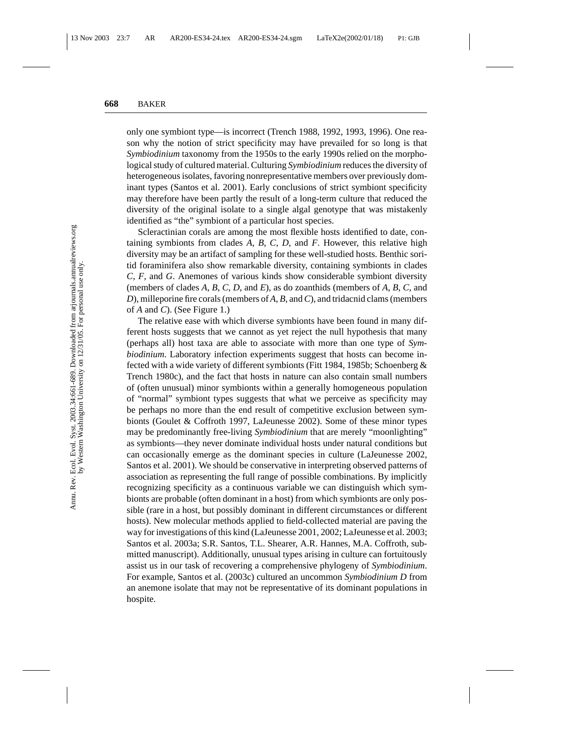only one symbiont type—is incorrect (Trench 1988, 1992, 1993, 1996). One reason why the notion of strict specificity may have prevailed for so long is that *Symbiodinium* taxonomy from the 1950s to the early 1990s relied on the morphological study of cultured material. Culturing *Symbiodinium* reduces the diversity of heterogeneous isolates, favoring nonrepresentative members over previously dominant types (Santos et al. 2001). Early conclusions of strict symbiont specificity may therefore have been partly the result of a long-term culture that reduced the diversity of the original isolate to a single algal genotype that was mistakenly identified as "the" symbiont of a particular host species.

Scleractinian corals are among the most flexible hosts identified to date, containing symbionts from clades *A*, *B*, *C*, *D*, and *F*. However, this relative high diversity may be an artifact of sampling for these well-studied hosts. Benthic soritid foraminifera also show remarkable diversity, containing symbionts in clades *C*, *F*, and *G*. Anemones of various kinds show considerable symbiont diversity (members of clades *A*, *B*, *C*, *D*, and *E*), as do zoanthids (members of *A*, *B*, *C*, and *D*), milleporine fire corals (members of *A*, *B*, and *C*), and tridacnid clams (members of *A* and *C*). (See Figure 1.)

The relative ease with which diverse symbionts have been found in many different hosts suggests that we cannot as yet reject the null hypothesis that many (perhaps all) host taxa are able to associate with more than one type of *Symbiodinium*. Laboratory infection experiments suggest that hosts can become infected with a wide variety of different symbionts (Fitt 1984, 1985b; Schoenberg & Trench 1980c), and the fact that hosts in nature can also contain small numbers of (often unusual) minor symbionts within a generally homogeneous population of "normal" symbiont types suggests that what we perceive as specificity may be perhaps no more than the end result of competitive exclusion between symbionts (Goulet & Coffroth 1997, LaJeunesse 2002). Some of these minor types may be predominantly free-living *Symbiodinium* that are merely "moonlighting" as symbionts—they never dominate individual hosts under natural conditions but can occasionally emerge as the dominant species in culture (LaJeunesse 2002, Santos et al. 2001). We should be conservative in interpreting observed patterns of association as representing the full range of possible combinations. By implicitly recognizing specificity as a continuous variable we can distinguish which symbionts are probable (often dominant in a host) from which symbionts are only possible (rare in a host, but possibly dominant in different circumstances or different hosts). New molecular methods applied to field-collected material are paving the way for investigations of this kind (LaJeunesse 2001, 2002; LaJeunesse et al. 2003; Santos et al. 2003a; S.R. Santos, T.L. Shearer, A.R. Hannes, M.A. Coffroth, submitted manuscript). Additionally, unusual types arising in culture can fortuitously assist us in our task of recovering a comprehensive phylogeny of *Symbiodinium*. For example, Santos et al. (2003c) cultured an uncommon *Symbiodinium D* from an anemone isolate that may not be representative of its dominant populations in hospite.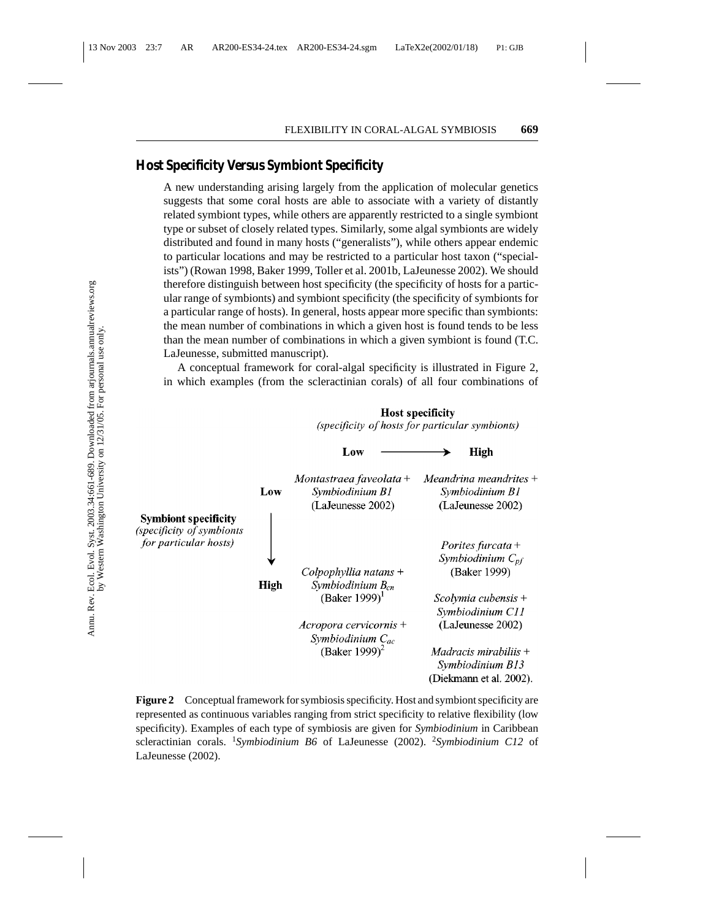## Host Specificity Versus Symbiont Specificity

A new understanding arising largely from the application of molecular genetics suggests that some coral hosts are able to associate with a variety of distantly related symbiont types, while others are apparently restricted to a single symbiont type or subset of closely related types. Similarly, some algal symbionts are widely distributed and found in many hosts ("generalists"), while others appear endemic to particular locations and may be restricted to a particular host taxon ("specialists") (Rowan 1998, Baker 1999, Toller et al. 2001b, LaJeunesse 2002). We should therefore distinguish between host specificity (the specificity of hosts for a particular range of symbionts) and symbiont specificity (the specificity of symbionts for a particular range of hosts). In general, hosts appear more specific than symbionts: the mean number of combinations in which a given host is found tends to be less than the mean number of combinations in which a given symbiont is found (T.C. LaJeunesse, submitted manuscript).

A conceptual framework for coral-algal specificity is illustrated in Figure 2, in which examples (from the scleractinian corals) of all four combinations of

| **Symbiont specificity** *(specificity of symbionts for particular hosts)* | **Host specificity** *(specificity of hosts for particular symbionts)*: **Low** | **High** |
|---|---|---|
| **Low** | *Montastraea faveolata* + *Symbiodinium B1* (LaJeunesse 2002) | *Meandrina meandrites* + *Symbiodinium B1* (LaJeunesse 2002) |
| **High** | *Colpophyllia natans* + *Symbiodinium* $B_{cn}$ (Baker 1999)[1]; *Acropora cervicornis* + *Symbiodinium* $C_{ac}$ (Baker 1999)[2] | *Porites furcata* + *Symbiodinium* $C_{pf}$ (Baker 1999); *Scolymia cubensis* + *Symbiodinium C11* (LaJeunesse 2002); *Madracis mirabiliis* + *Symbiodinium B13* (Diekmann et al. 2002). |

**Figure 2** Conceptual framework for symbiosis specificity. Host and symbiont specificity are represented as continuous variables ranging from strict specificity to relative flexibility (low specificity). Examples of each type of symbiosis are given for *Symbiodinium* in Caribbean scleractinian corals. [1]*Symbiodinium B6* of LaJeunesse (2002). [2]*Symbiodinium C12* of LaJeunesse (2002).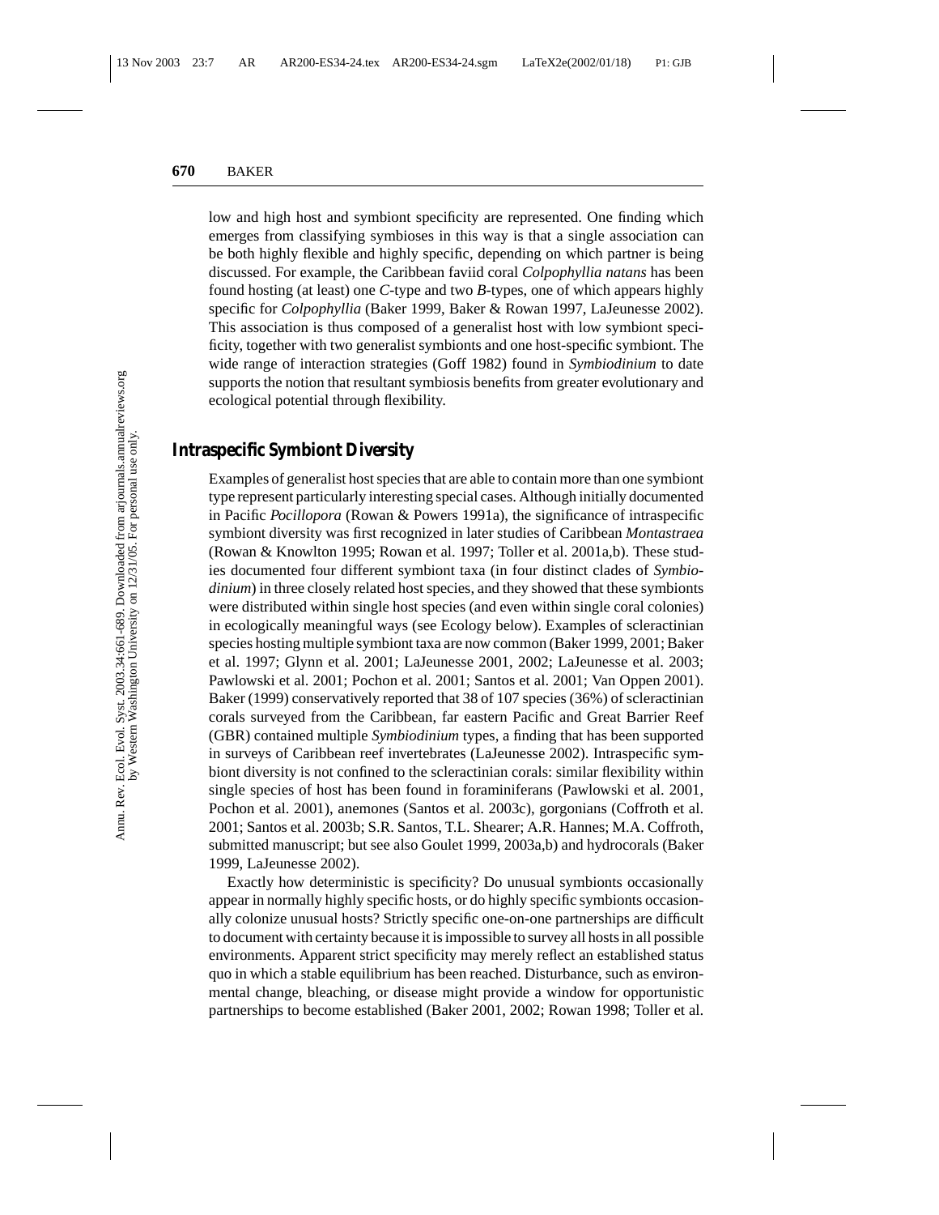low and high host and symbiont specificity are represented. One finding which emerges from classifying symbioses in this way is that a single association can be both highly flexible and highly specific, depending on which partner is being discussed. For example, the Caribbean faviid coral *Colpophyllia natans* has been found hosting (at least) one *C*-type and two *B*-types, one of which appears highly specific for *Colpophyllia* (Baker 1999, Baker & Rowan 1997, LaJeunesse 2002). This association is thus composed of a generalist host with low symbiont specificity, together with two generalist symbionts and one host-specific symbiont. The wide range of interaction strategies (Goff 1982) found in *Symbiodinium* to date supports the notion that resultant symbiosis benefits from greater evolutionary and ecological potential through flexibility.

## Intraspecific Symbiont Diversity

Examples of generalist host species that are able to contain more than one symbiont type represent particularly interesting special cases. Although initially documented in Pacific *Pocillopora* (Rowan & Powers 1991a), the significance of intraspecific symbiont diversity was first recognized in later studies of Caribbean *Montastraea* (Rowan & Knowlton 1995; Rowan et al. 1997; Toller et al. 2001a,b). These studies documented four different symbiont taxa (in four distinct clades of *Symbiodinium*) in three closely related host species, and they showed that these symbionts were distributed within single host species (and even within single coral colonies) in ecologically meaningful ways (see Ecology below). Examples of scleractinian species hosting multiple symbiont taxa are now common (Baker 1999, 2001; Baker et al. 1997; Glynn et al. 2001; LaJeunesse 2001, 2002; LaJeunesse et al. 2003; Pawlowski et al. 2001; Pochon et al. 2001; Santos et al. 2001; Van Oppen 2001). Baker (1999) conservatively reported that 38 of 107 species (36%) of scleractinian corals surveyed from the Caribbean, far eastern Pacific and Great Barrier Reef (GBR) contained multiple *Symbiodinium* types, a finding that has been supported in surveys of Caribbean reef invertebrates (LaJeunesse 2002). Intraspecific symbiont diversity is not confined to the scleractinian corals: similar flexibility within single species of host has been found in foraminiferans (Pawlowski et al. 2001, Pochon et al. 2001), anemones (Santos et al. 2003c), gorgonians (Coffroth et al. 2001; Santos et al. 2003b; S.R. Santos, T.L. Shearer; A.R. Hannes; M.A. Coffroth, submitted manuscript; but see also Goulet 1999, 2003a,b) and hydrocorals (Baker 1999, LaJeunesse 2002).

Exactly how deterministic is specificity? Do unusual symbionts occasionally appear in normally highly specific hosts, or do highly specific symbionts occasionally colonize unusual hosts? Strictly specific one-on-one partnerships are difficult to document with certainty because it is impossible to survey all hosts in all possible environments. Apparent strict specificity may merely reflect an established status quo in which a stable equilibrium has been reached. Disturbance, such as environmental change, bleaching, or disease might provide a window for opportunistic partnerships to become established (Baker 2001, 2002; Rowan 1998; Toller et al.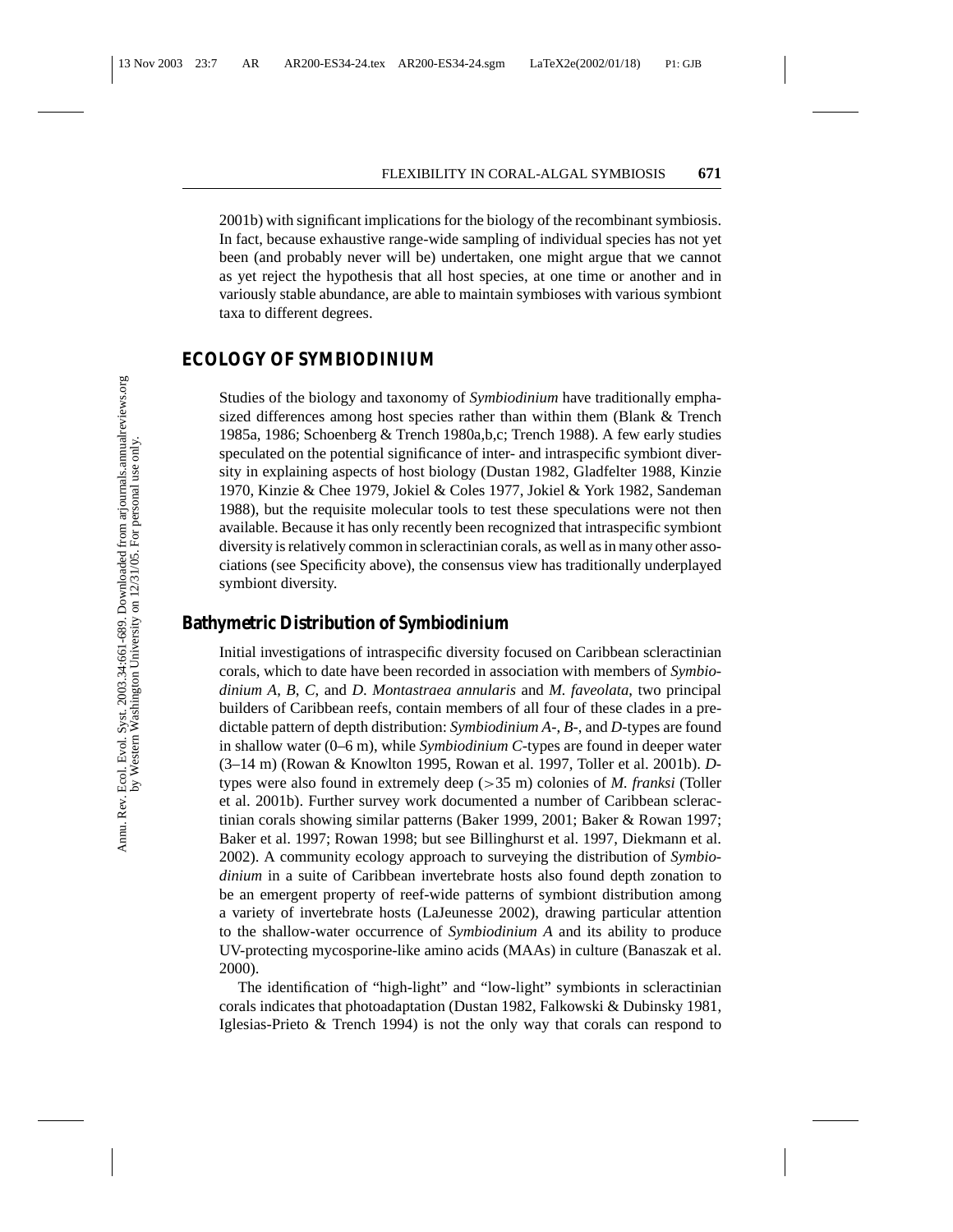2001b) with significant implications for the biology of the recombinant symbiosis. In fact, because exhaustive range-wide sampling of individual species has not yet been (and probably never will be) undertaken, one might argue that we cannot as yet reject the hypothesis that all host species, at one time or another and in variously stable abundance, are able to maintain symbioses with various symbiont taxa to different degrees.

## ECOLOGY OF SYMBIODINIUM

Studies of the biology and taxonomy of *Symbiodinium* have traditionally emphasized differences among host species rather than within them (Blank & Trench 1985a, 1986; Schoenberg & Trench 1980a,b,c; Trench 1988). A few early studies speculated on the potential significance of inter- and intraspecific symbiont diversity in explaining aspects of host biology (Dustan 1982, Gladfelter 1988, Kinzie 1970, Kinzie & Chee 1979, Jokiel & Coles 1977, Jokiel & York 1982, Sandeman 1988), but the requisite molecular tools to test these speculations were not then available. Because it has only recently been recognized that intraspecific symbiont diversity is relatively common in scleractinian corals, as well as in many other associations (see Specificity above), the consensus view has traditionally underplayed symbiont diversity.

### Bathymetric Distribution of Symbiodinium

Initial investigations of intraspecific diversity focused on Caribbean scleractinian corals, which to date have been recorded in association with members of *Symbiodinium A*, *B*, *C*, and *D*. *Montastraea annularis* and *M. faveolata*, two principal builders of Caribbean reefs, contain members of all four of these clades in a predictable pattern of depth distribution: *Symbiodinium A*-, *B*-, and *D*-types are found in shallow water (0–6 m), while *Symbiodinium C*-types are found in deeper water (3–14 m) (Rowan & Knowlton 1995, Rowan et al. 1997, Toller et al. 2001b). *D*-types were also found in extremely deep (>35 m) colonies of *M. franksi* (Toller et al. 2001b). Further survey work documented a number of Caribbean scleractinian corals showing similar patterns (Baker 1999, 2001; Baker & Rowan 1997; Baker et al. 1997; Rowan 1998; but see Billinghurst et al. 1997, Diekmann et al. 2002). A community ecology approach to surveying the distribution of *Symbiodinium* in a suite of Caribbean invertebrate hosts also found depth zonation to be an emergent property of reef-wide patterns of symbiont distribution among a variety of invertebrate hosts (LaJeunesse 2002), drawing particular attention to the shallow-water occurrence of *Symbiodinium A* and its ability to produce UV-protecting mycosporine-like amino acids (MAAs) in culture (Banaszak et al. 2000).

The identification of "high-light" and "low-light" symbionts in scleractinian corals indicates that photoadaptation (Dustan 1982, Falkowski & Dubinsky 1981, Iglesias-Prieto & Trench 1994) is not the only way that corals can respond to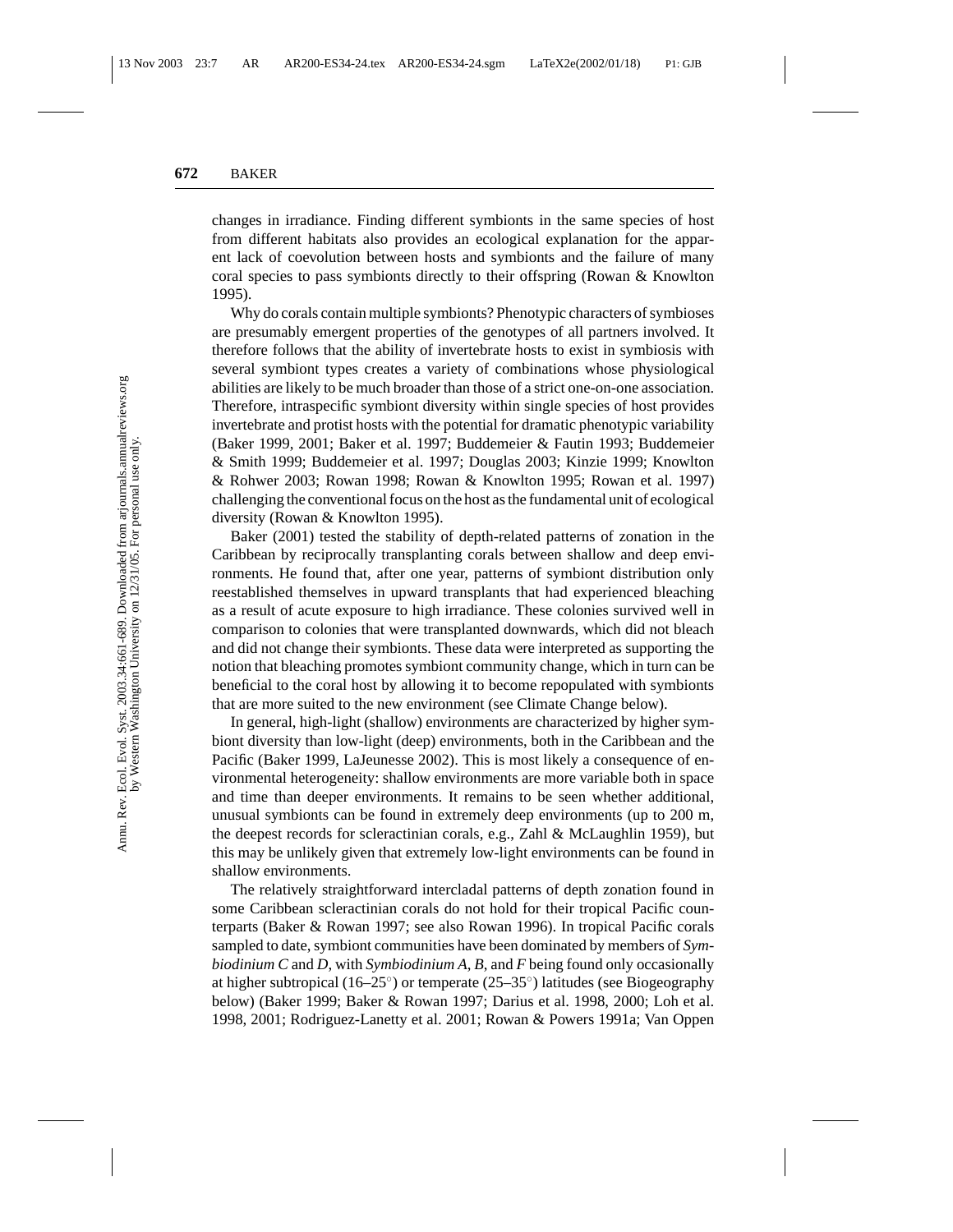changes in irradiance. Finding different symbionts in the same species of host from different habitats also provides an ecological explanation for the apparent lack of coevolution between hosts and symbionts and the failure of many coral species to pass symbionts directly to their offspring (Rowan & Knowlton 1995).

Why do corals contain multiple symbionts? Phenotypic characters of symbioses are presumably emergent properties of the genotypes of all partners involved. It therefore follows that the ability of invertebrate hosts to exist in symbiosis with several symbiont types creates a variety of combinations whose physiological abilities are likely to be much broader than those of a strict one-on-one association. Therefore, intraspecific symbiont diversity within single species of host provides invertebrate and protist hosts with the potential for dramatic phenotypic variability (Baker 1999, 2001; Baker et al. 1997; Buddemeier & Fautin 1993; Buddemeier & Smith 1999; Buddemeier et al. 1997; Douglas 2003; Kinzie 1999; Knowlton & Rohwer 2003; Rowan 1998; Rowan & Knowlton 1995; Rowan et al. 1997) challenging the conventional focus on the host as the fundamental unit of ecological diversity (Rowan & Knowlton 1995).

Baker (2001) tested the stability of depth-related patterns of zonation in the Caribbean by reciprocally transplanting corals between shallow and deep environments. He found that, after one year, patterns of symbiont distribution only reestablished themselves in upward transplants that had experienced bleaching as a result of acute exposure to high irradiance. These colonies survived well in comparison to colonies that were transplanted downwards, which did not bleach and did not change their symbionts. These data were interpreted as supporting the notion that bleaching promotes symbiont community change, which in turn can be beneficial to the coral host by allowing it to become repopulated with symbionts that are more suited to the new environment (see Climate Change below).

In general, high-light (shallow) environments are characterized by higher symbiont diversity than low-light (deep) environments, both in the Caribbean and the Pacific (Baker 1999, LaJeunesse 2002). This is most likely a consequence of environmental heterogeneity: shallow environments are more variable both in space and time than deeper environments. It remains to be seen whether additional, unusual symbionts can be found in extremely deep environments (up to 200 m, the deepest records for scleractinian corals, e.g., Zahl & McLaughlin 1959), but this may be unlikely given that extremely low-light environments can be found in shallow environments.

The relatively straightforward intercladal patterns of depth zonation found in some Caribbean scleractinian corals do not hold for their tropical Pacific counterparts (Baker & Rowan 1997; see also Rowan 1996). In tropical Pacific corals sampled to date, symbiont communities have been dominated by members of *Symbiodinium C* and *D*, with *Symbiodinium A*, *B*, and *F* being found only occasionally at higher subtropical (16–25°) or temperate (25–35°) latitudes (see Biogeography below) (Baker 1999; Baker & Rowan 1997; Darius et al. 1998, 2000; Loh et al. 1998, 2001; Rodriguez-Lanetty et al. 2001; Rowan & Powers 1991a; Van Oppen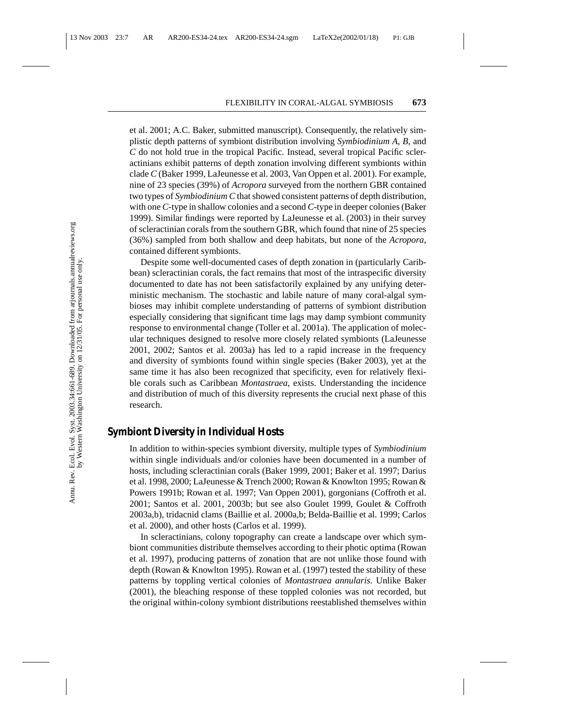et al. 2001; A.C. Baker, submitted manuscript). Consequently, the relatively simplistic depth patterns of symbiont distribution involving *Symbiodinium A*, *B*, and *C* do not hold true in the tropical Pacific. Instead, several tropical Pacific scleractinians exhibit patterns of depth zonation involving different symbionts within clade *C* (Baker 1999, LaJeunesse et al. 2003, Van Oppen et al. 2001). For example, nine of 23 species (39%) of *Acropora* surveyed from the northern GBR contained two types of *Symbiodinium C* that showed consistent patterns of depth distribution, with one *C*-type in shallow colonies and a second *C*-type in deeper colonies (Baker 1999). Similar findings were reported by LaJeunesse et al. (2003) in their survey of scleractinian corals from the southern GBR, which found that nine of 25 species (36%) sampled from both shallow and deep habitats, but none of the *Acropora*, contained different symbionts.

Despite some well-documented cases of depth zonation in (particularly Caribbean) scleractinian corals, the fact remains that most of the intraspecific diversity documented to date has not been satisfactorily explained by any unifying deterministic mechanism. The stochastic and labile nature of many coral-algal symbioses may inhibit complete understanding of patterns of symbiont distribution especially considering that significant time lags may damp symbiont community response to environmental change (Toller et al. 2001a). The application of molecular techniques designed to resolve more closely related symbionts (LaJeunesse 2001, 2002; Santos et al. 2003a) has led to a rapid increase in the frequency and diversity of symbionts found within single species (Baker 2003), yet at the same time it has also been recognized that specificity, even for relatively flexible corals such as Caribbean *Montastraea*, exists. Understanding the incidence and distribution of much of this diversity represents the crucial next phase of this research.

## Symbiont Diversity in Individual Hosts

In addition to within-species symbiont diversity, multiple types of *Symbiodinium* within single individuals and/or colonies have been documented in a number of hosts, including scleractinian corals (Baker 1999, 2001; Baker et al. 1997; Darius et al. 1998, 2000; LaJeunesse & Trench 2000; Rowan & Knowlton 1995; Rowan & Powers 1991b; Rowan et al. 1997; Van Oppen 2001), gorgonians (Coffroth et al. 2001; Santos et al. 2001, 2003b; but see also Goulet 1999, Goulet & Coffroth 2003a,b), tridacnid clams (Baillie et al. 2000a,b; Belda-Baillie et al. 1999; Carlos et al. 2000), and other hosts (Carlos et al. 1999).

In scleractinians, colony topography can create a landscape over which symbiont communities distribute themselves according to their photic optima (Rowan et al. 1997), producing patterns of zonation that are not unlike those found with depth (Rowan & Knowlton 1995). Rowan et al. (1997) tested the stability of these patterns by toppling vertical colonies of *Montastraea annularis*. Unlike Baker (2001), the bleaching response of these toppled colonies was not recorded, but the original within-colony symbiont distributions reestablished themselves within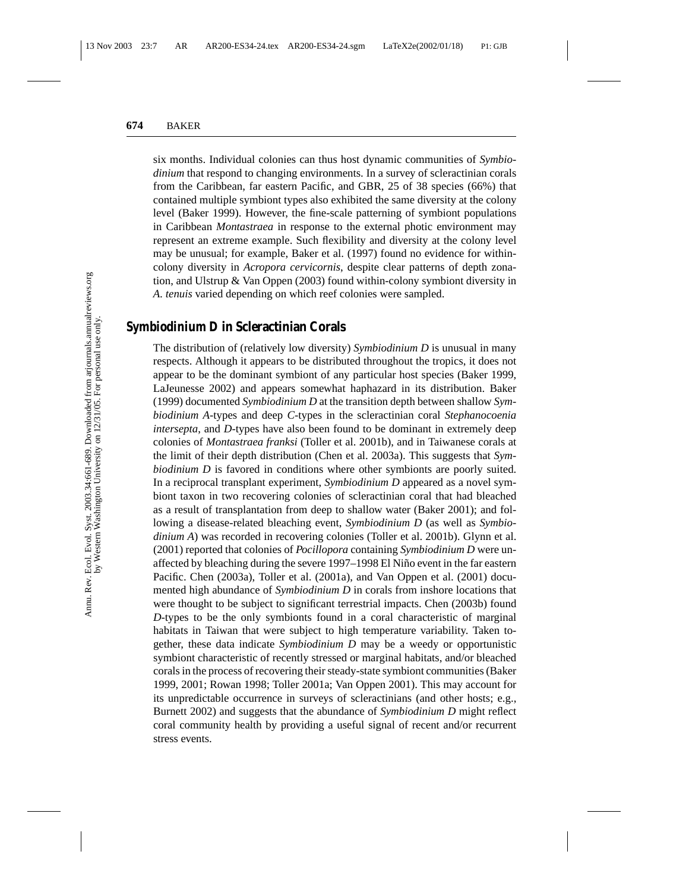six months. Individual colonies can thus host dynamic communities of *Symbiodinium* that respond to changing environments. In a survey of scleractinian corals from the Caribbean, far eastern Pacific, and GBR, 25 of 38 species (66%) that contained multiple symbiont types also exhibited the same diversity at the colony level (Baker 1999). However, the fine-scale patterning of symbiont populations in Caribbean *Montastraea* in response to the external photic environment may represent an extreme example. Such flexibility and diversity at the colony level may be unusual; for example, Baker et al. (1997) found no evidence for within-colony diversity in *Acropora cervicornis*, despite clear patterns of depth zonation, and Ulstrup & Van Oppen (2003) found within-colony symbiont diversity in *A. tenuis* varied depending on which reef colonies were sampled.

## *Symbiodinium D* in Scleractinian Corals

The distribution of (relatively low diversity) *Symbiodinium D* is unusual in many respects. Although it appears to be distributed throughout the tropics, it does not appear to be the dominant symbiont of any particular host species (Baker 1999, LaJeunesse 2002) and appears somewhat haphazard in its distribution. Baker (1999) documented *Symbiodinium D* at the transition depth between shallow *Symbiodinium A*-types and deep *C*-types in the scleractinian coral *Stephanocoenia intersepta*, and *D*-types have also been found to be dominant in extremely deep colonies of *Montastraea franksi* (Toller et al. 2001b), and in Taiwanese corals at the limit of their depth distribution (Chen et al. 2003a). This suggests that *Symbiodinium D* is favored in conditions where other symbionts are poorly suited. In a reciprocal transplant experiment, *Symbiodinium D* appeared as a novel symbiont taxon in two recovering colonies of scleractinian coral that had bleached as a result of transplantation from deep to shallow water (Baker 2001); and following a disease-related bleaching event, *Symbiodinium D* (as well as *Symbiodinium A*) was recorded in recovering colonies (Toller et al. 2001b). Glynn et al. (2001) reported that colonies of *Pocillopora* containing *Symbiodinium D* were unaffected by bleaching during the severe 1997–1998 El Niño event in the far eastern Pacific. Chen (2003a), Toller et al. (2001a), and Van Oppen et al. (2001) documented high abundance of *Symbiodinium D* in corals from inshore locations that were thought to be subject to significant terrestrial impacts. Chen (2003b) found *D*-types to be the only symbionts found in a coral characteristic of marginal habitats in Taiwan that were subject to high temperature variability. Taken together, these data indicate *Symbiodinium D* may be a weedy or opportunistic symbiont characteristic of recently stressed or marginal habitats, and/or bleached corals in the process of recovering their steady-state symbiont communities (Baker 1999, 2001; Rowan 1998; Toller 2001a; Van Oppen 2001). This may account for its unpredictable occurrence in surveys of scleractinians (and other hosts; e.g., Burnett 2002) and suggests that the abundance of *Symbiodinium D* might reflect coral community health by providing a useful signal of recent and/or recurrent stress events.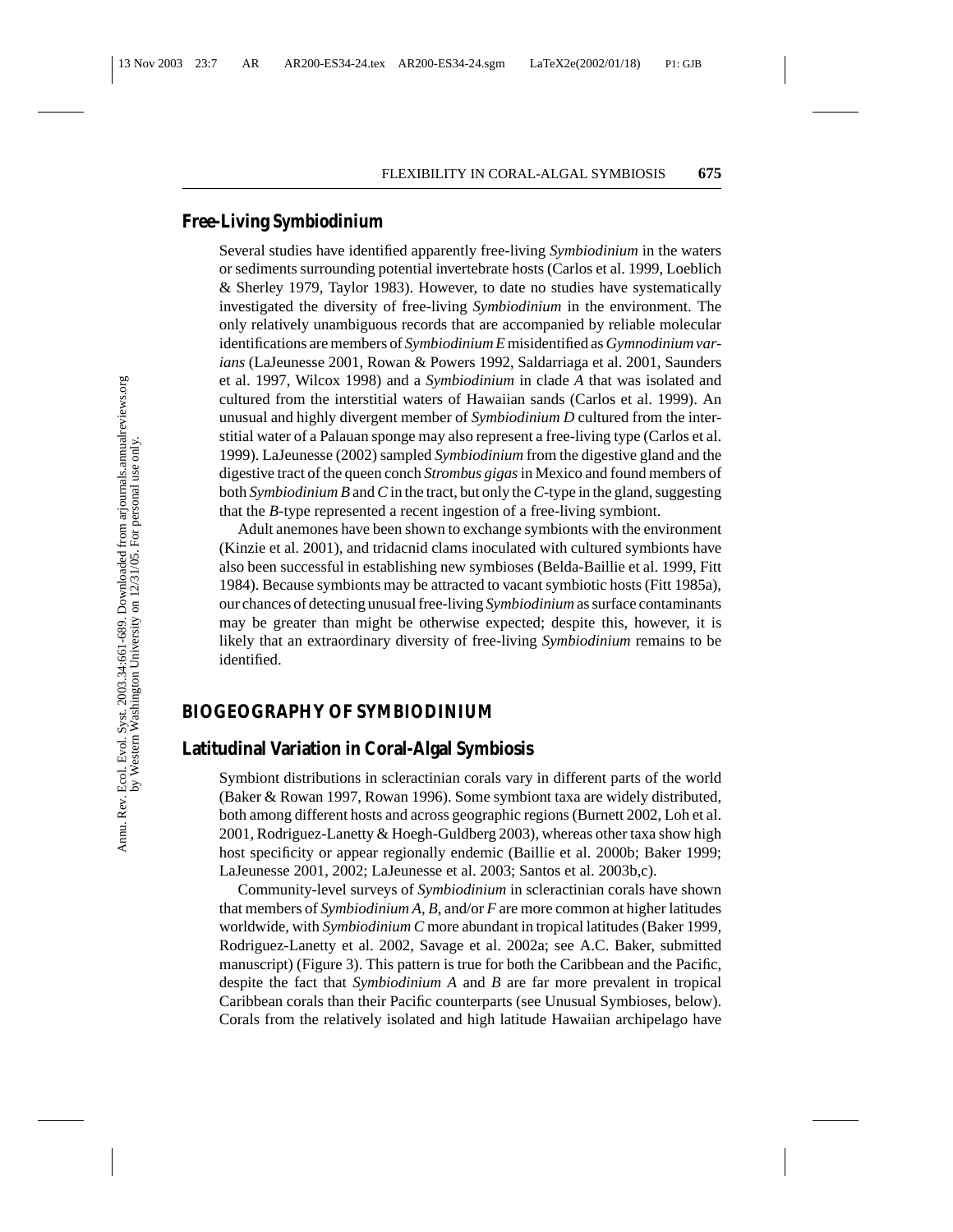## Free-Living Symbiodinium

Several studies have identified apparently free-living *Symbiodinium* in the waters or sediments surrounding potential invertebrate hosts (Carlos et al. 1999, Loeblich & Sherley 1979, Taylor 1983). However, to date no studies have systematically investigated the diversity of free-living *Symbiodinium* in the environment. The only relatively unambiguous records that are accompanied by reliable molecular identifications are members of *Symbiodinium E* misidentified as *Gymnodinium varians* (LaJeunesse 2001, Rowan & Powers 1992, Saldarriaga et al. 2001, Saunders et al. 1997, Wilcox 1998) and a *Symbiodinium* in clade *A* that was isolated and cultured from the interstitial waters of Hawaiian sands (Carlos et al. 1999). An unusual and highly divergent member of *Symbiodinium D* cultured from the interstitial water of a Palauan sponge may also represent a free-living type (Carlos et al. 1999). LaJeunesse (2002) sampled *Symbiodinium* from the digestive gland and the digestive tract of the queen conch *Strombus gigas* in Mexico and found members of both *Symbiodinium B* and *C* in the tract, but only the *C*-type in the gland, suggesting that the *B*-type represented a recent ingestion of a free-living symbiont.

Adult anemones have been shown to exchange symbionts with the environment (Kinzie et al. 2001), and tridacnid clams inoculated with cultured symbionts have also been successful in establishing new symbioses (Belda-Baillie et al. 1999, Fitt 1984). Because symbionts may be attracted to vacant symbiotic hosts (Fitt 1985a), our chances of detecting unusual free-living *Symbiodinium* as surface contaminants may be greater than might be otherwise expected; despite this, however, it is likely that an extraordinary diversity of free-living *Symbiodinium* remains to be identified.

# BIOGEOGRAPHY OF SYMBIODINIUM

## Latitudinal Variation in Coral-Algal Symbiosis

Symbiont distributions in scleractinian corals vary in different parts of the world (Baker & Rowan 1997, Rowan 1996). Some symbiont taxa are widely distributed, both among different hosts and across geographic regions (Burnett 2002, Loh et al. 2001, Rodriguez-Lanetty & Hoegh-Guldberg 2003), whereas other taxa show high host specificity or appear regionally endemic (Baillie et al. 2000b; Baker 1999; LaJeunesse 2001, 2002; LaJeunesse et al. 2003; Santos et al. 2003b,c).

Community-level surveys of *Symbiodinium* in scleractinian corals have shown that members of *Symbiodinium A*, *B*, and/or *F* are more common at higher latitudes worldwide, with *Symbiodinium C* more abundant in tropical latitudes (Baker 1999, Rodriguez-Lanetty et al. 2002, Savage et al. 2002a; see A.C. Baker, submitted manuscript) (Figure 3). This pattern is true for both the Caribbean and the Pacific, despite the fact that *Symbiodinium A* and *B* are far more prevalent in tropical Caribbean corals than their Pacific counterparts (see Unusual Symbioses, below). Corals from the relatively isolated and high latitude Hawaiian archipelago have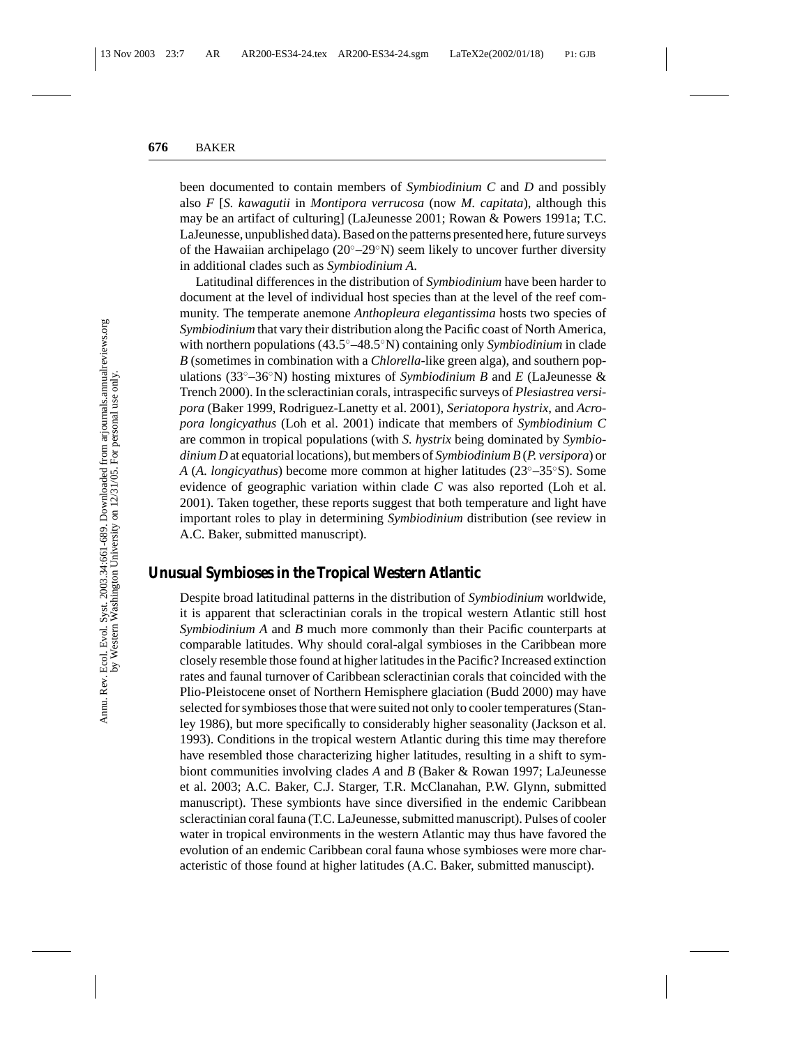been documented to contain members of *Symbiodinium C* and *D* and possibly also *F* [*S. kawagutii* in *Montipora verrucosa* (now *M. capitata*), although this may be an artifact of culturing] (LaJeunesse 2001; Rowan & Powers 1991a; T.C. LaJeunesse, unpublished data). Based on the patterns presented here, future surveys of the Hawaiian archipelago (20°–29°N) seem likely to uncover further diversity in additional clades such as *Symbiodinium A*.

Latitudinal differences in the distribution of *Symbiodinium* have been harder to document at the level of individual host species than at the level of the reef community. The temperate anemone *Anthopleura elegantissima* hosts two species of *Symbiodinium* that vary their distribution along the Pacific coast of North America, with northern populations (43.5°–48.5°N) containing only *Symbiodinium* in clade *B* (sometimes in combination with a *Chlorella*-like green alga), and southern populations (33°–36°N) hosting mixtures of *Symbiodinium B* and *E* (LaJeunesse & Trench 2000). In the scleractinian corals, intraspecific surveys of *Plesiastrea versipora* (Baker 1999, Rodriguez-Lanetty et al. 2001), *Seriatopora hystrix*, and *Acropora longicyathus* (Loh et al. 2001) indicate that members of *Symbiodinium C* are common in tropical populations (with *S. hystrix* being dominated by *Symbiodinium D* at equatorial locations), but members of *Symbiodinium B* (*P. versipora*) or *A* (*A. longicyathus*) become more common at higher latitudes (23°–35°S). Some evidence of geographic variation within clade *C* was also reported (Loh et al. 2001). Taken together, these reports suggest that both temperature and light have important roles to play in determining *Symbiodinium* distribution (see review in A.C. Baker, submitted manuscript).

## Unusual Symbioses in the Tropical Western Atlantic

Despite broad latitudinal patterns in the distribution of *Symbiodinium* worldwide, it is apparent that scleractinian corals in the tropical western Atlantic still host *Symbiodinium A* and *B* much more commonly than their Pacific counterparts at comparable latitudes. Why should coral-algal symbioses in the Caribbean more closely resemble those found at higher latitudes in the Pacific? Increased extinction rates and faunal turnover of Caribbean scleractinian corals that coincided with the Plio-Pleistocene onset of Northern Hemisphere glaciation (Budd 2000) may have selected for symbioses those that were suited not only to cooler temperatures (Stanley 1986), but more specifically to considerably higher seasonality (Jackson et al. 1993). Conditions in the tropical western Atlantic during this time may therefore have resembled those characterizing higher latitudes, resulting in a shift to symbiont communities involving clades *A* and *B* (Baker & Rowan 1997; LaJeunesse et al. 2003; A.C. Baker, C.J. Starger, T.R. McClanahan, P.W. Glynn, submitted manuscript). These symbionts have since diversified in the endemic Caribbean scleractinian coral fauna (T.C. LaJeunesse, submitted manuscript). Pulses of cooler water in tropical environments in the western Atlantic may thus have favored the evolution of an endemic Caribbean coral fauna whose symbioses were more characteristic of those found at higher latitudes (A.C. Baker, submitted manuscipt).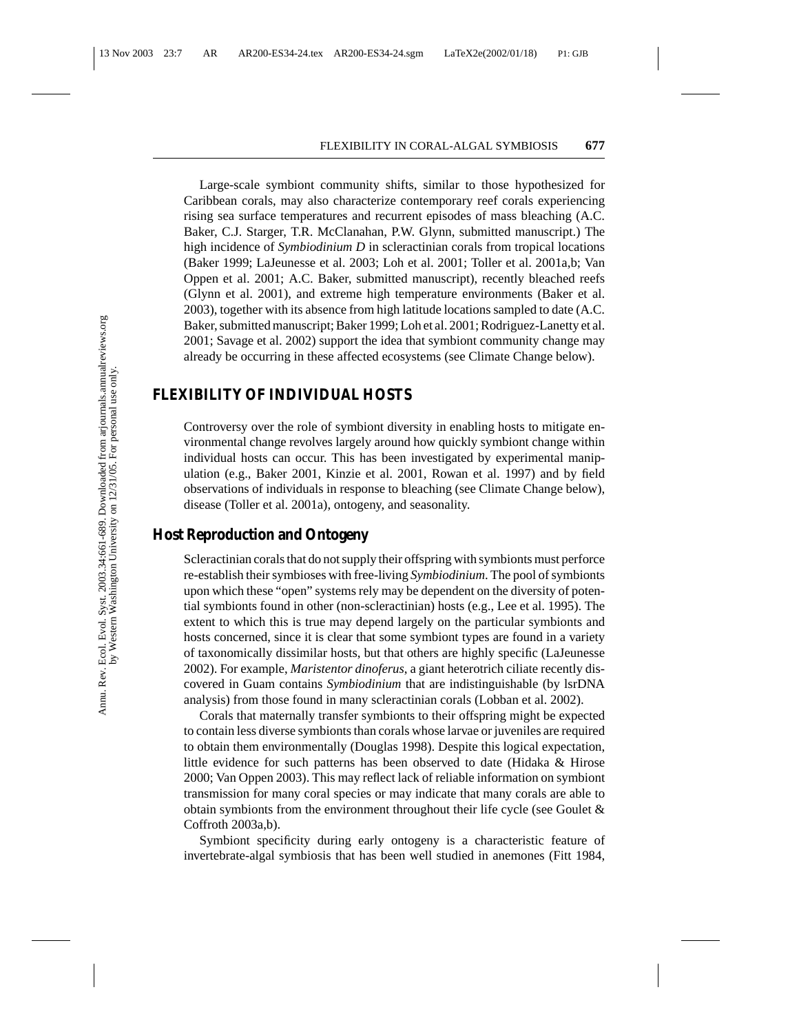Large-scale symbiont community shifts, similar to those hypothesized for Caribbean corals, may also characterize contemporary reef corals experiencing rising sea surface temperatures and recurrent episodes of mass bleaching (A.C. Baker, C.J. Starger, T.R. McClanahan, P.W. Glynn, submitted manuscript.) The high incidence of *Symbiodinium D* in scleractinian corals from tropical locations (Baker 1999; LaJeunesse et al. 2003; Loh et al. 2001; Toller et al. 2001a,b; Van Oppen et al. 2001; A.C. Baker, submitted manuscript), recently bleached reefs (Glynn et al. 2001), and extreme high temperature environments (Baker et al. 2003), together with its absence from high latitude locations sampled to date (A.C. Baker, submitted manuscript; Baker 1999; Loh et al. 2001; Rodriguez-Lanetty et al. 2001; Savage et al. 2002) support the idea that symbiont community change may already be occurring in these affected ecosystems (see Climate Change below).

## FLEXIBILITY OF INDIVIDUAL HOSTS

Controversy over the role of symbiont diversity in enabling hosts to mitigate environmental change revolves largely around how quickly symbiont change within individual hosts can occur. This has been investigated by experimental manipulation (e.g., Baker 2001, Kinzie et al. 2001, Rowan et al. 1997) and by field observations of individuals in response to bleaching (see Climate Change below), disease (Toller et al. 2001a), ontogeny, and seasonality.

### Host Reproduction and Ontogeny

Scleractinian corals that do not supply their offspring with symbionts must perforce re-establish their symbioses with free-living *Symbiodinium*. The pool of symbionts upon which these "open" systems rely may be dependent on the diversity of potential symbionts found in other (non-scleractinian) hosts (e.g., Lee et al. 1995). The extent to which this is true may depend largely on the particular symbionts and hosts concerned, since it is clear that some symbiont types are found in a variety of taxonomically dissimilar hosts, but that others are highly specific (LaJeunesse 2002). For example, *Maristentor dinoferus*, a giant heterotrich ciliate recently discovered in Guam contains *Symbiodinium* that are indistinguishable (by lsrDNA analysis) from those found in many scleractinian corals (Lobban et al. 2002).

Corals that maternally transfer symbionts to their offspring might be expected to contain less diverse symbionts than corals whose larvae or juveniles are required to obtain them environmentally (Douglas 1998). Despite this logical expectation, little evidence for such patterns has been observed to date (Hidaka & Hirose 2000; Van Oppen 2003). This may reflect lack of reliable information on symbiont transmission for many coral species or may indicate that many corals are able to obtain symbionts from the environment throughout their life cycle (see Goulet & Coffroth 2003a,b).

Symbiont specificity during early ontogeny is a characteristic feature of invertebrate-algal symbiosis that has been well studied in anemones (Fitt 1984,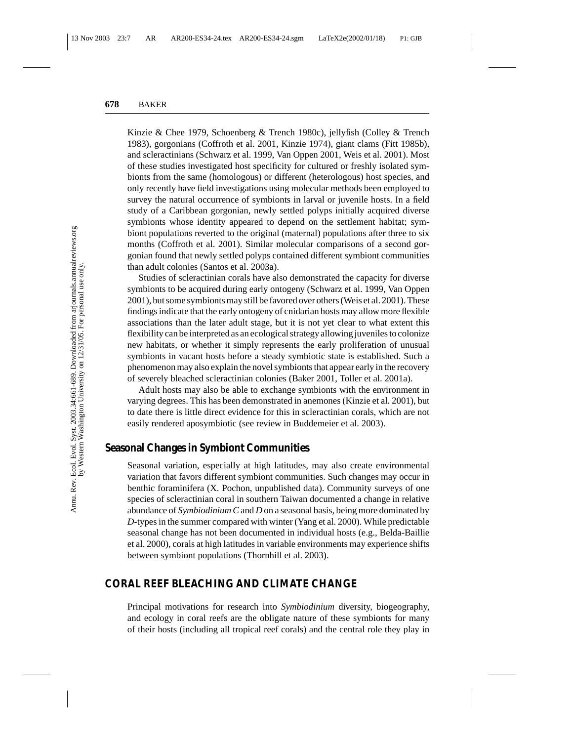Kinzie & Chee 1979, Schoenberg & Trench 1980c), jellyfish (Colley & Trench 1983), gorgonians (Coffroth et al. 2001, Kinzie 1974), giant clams (Fitt 1985b), and scleractinians (Schwarz et al. 1999, Van Oppen 2001, Weis et al. 2001). Most of these studies investigated host specificity for cultured or freshly isolated symbionts from the same (homologous) or different (heterologous) host species, and only recently have field investigations using molecular methods been employed to survey the natural occurrence of symbionts in larval or juvenile hosts. In a field study of a Caribbean gorgonian, newly settled polyps initially acquired diverse symbionts whose identity appeared to depend on the settlement habitat; symbiont populations reverted to the original (maternal) populations after three to six months (Coffroth et al. 2001). Similar molecular comparisons of a second gorgonian found that newly settled polyps contained different symbiont communities than adult colonies (Santos et al. 2003a).

Studies of scleractinian corals have also demonstrated the capacity for diverse symbionts to be acquired during early ontogeny (Schwarz et al. 1999, Van Oppen 2001), but some symbionts may still be favored over others (Weis et al. 2001). These findings indicate that the early ontogeny of cnidarian hosts may allow more flexible associations than the later adult stage, but it is not yet clear to what extent this flexibility can be interpreted as an ecological strategy allowing juveniles to colonize new habitats, or whether it simply represents the early proliferation of unusual symbionts in vacant hosts before a steady symbiotic state is established. Such a phenomenon may also explain the novel symbionts that appear early in the recovery of severely bleached scleractinian colonies (Baker 2001, Toller et al. 2001a).

Adult hosts may also be able to exchange symbionts with the environment in varying degrees. This has been demonstrated in anemones (Kinzie et al. 2001), but to date there is little direct evidence for this in scleractinian corals, which are not easily rendered aposymbiotic (see review in Buddemeier et al. 2003).

### Seasonal Changes in Symbiont Communities

Seasonal variation, especially at high latitudes, may also create environmental variation that favors different symbiont communities. Such changes may occur in benthic foraminifera (X. Pochon, unpublished data). Community surveys of one species of scleractinian coral in southern Taiwan documented a change in relative abundance of *Symbiodinium C* and *D* on a seasonal basis, being more dominated by *D*-types in the summer compared with winter (Yang et al. 2000). While predictable seasonal change has not been documented in individual hosts (e.g., Belda-Baillie et al. 2000), corals at high latitudes in variable environments may experience shifts between symbiont populations (Thornhill et al. 2003).

## CORAL REEF BLEACHING AND CLIMATE CHANGE

Principal motivations for research into *Symbiodinium* diversity, biogeography, and ecology in coral reefs are the obligate nature of these symbionts for many of their hosts (including all tropical reef corals) and the central role they play in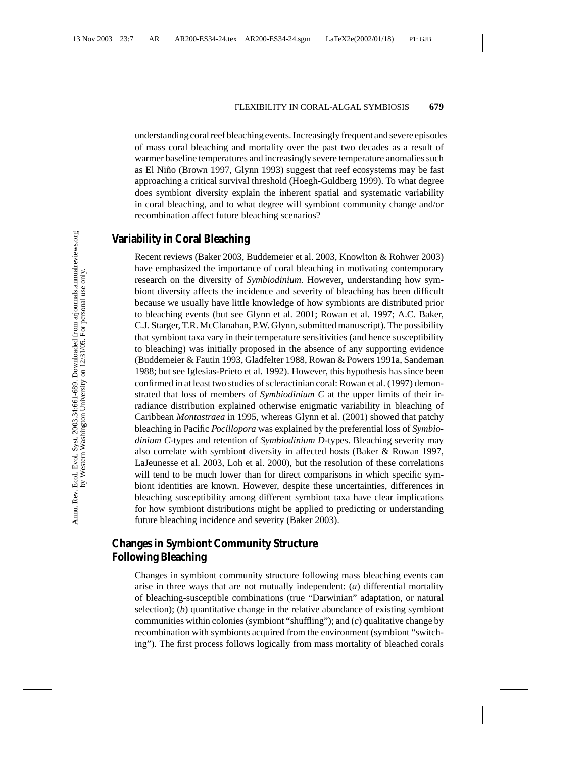understanding coral reef bleaching events. Increasingly frequent and severe episodes of mass coral bleaching and mortality over the past two decades as a result of warmer baseline temperatures and increasingly severe temperature anomalies such as El Niño (Brown 1997, Glynn 1993) suggest that reef ecosystems may be fast approaching a critical survival threshold (Hoegh-Guldberg 1999). To what degree does symbiont diversity explain the inherent spatial and systematic variability in coral bleaching, and to what degree will symbiont community change and/or recombination affect future bleaching scenarios?

## Variability in Coral Bleaching

Recent reviews (Baker 2003, Buddemeier et al. 2003, Knowlton & Rohwer 2003) have emphasized the importance of coral bleaching in motivating contemporary research on the diversity of *Symbiodinium*. However, understanding how symbiont diversity affects the incidence and severity of bleaching has been difficult because we usually have little knowledge of how symbionts are distributed prior to bleaching events (but see Glynn et al. 2001; Rowan et al. 1997; A.C. Baker, C.J. Starger, T.R. McClanahan, P.W. Glynn, submitted manuscript). The possibility that symbiont taxa vary in their temperature sensitivities (and hence susceptibility to bleaching) was initially proposed in the absence of any supporting evidence (Buddemeier & Fautin 1993, Gladfelter 1988, Rowan & Powers 1991a, Sandeman 1988; but see Iglesias-Prieto et al. 1992). However, this hypothesis has since been confirmed in at least two studies of scleractinian coral: Rowan et al. (1997) demonstrated that loss of members of *Symbiodinium C* at the upper limits of their irradiance distribution explained otherwise enigmatic variability in bleaching of Caribbean *Montastraea* in 1995, whereas Glynn et al. (2001) showed that patchy bleaching in Pacific *Pocillopora* was explained by the preferential loss of *Symbiodinium C*-types and retention of *Symbiodinium D*-types. Bleaching severity may also correlate with symbiont diversity in affected hosts (Baker & Rowan 1997, LaJeunesse et al. 2003, Loh et al. 2000), but the resolution of these correlations will tend to be much lower than for direct comparisons in which specific symbiont identities are known. However, despite these uncertainties, differences in bleaching susceptibility among different symbiont taxa have clear implications for how symbiont distributions might be applied to predicting or understanding future bleaching incidence and severity (Baker 2003).

## Changes in Symbiont Community Structure Following Bleaching

Changes in symbiont community structure following mass bleaching events can arise in three ways that are not mutually independent: (*a*) differential mortality of bleaching-susceptible combinations (true "Darwinian" adaptation, or natural selection); (*b*) quantitative change in the relative abundance of existing symbiont communities within colonies (symbiont "shuffling"); and (*c*) qualitative change by recombination with symbionts acquired from the environment (symbiont "switching"). The first process follows logically from mass mortality of bleached corals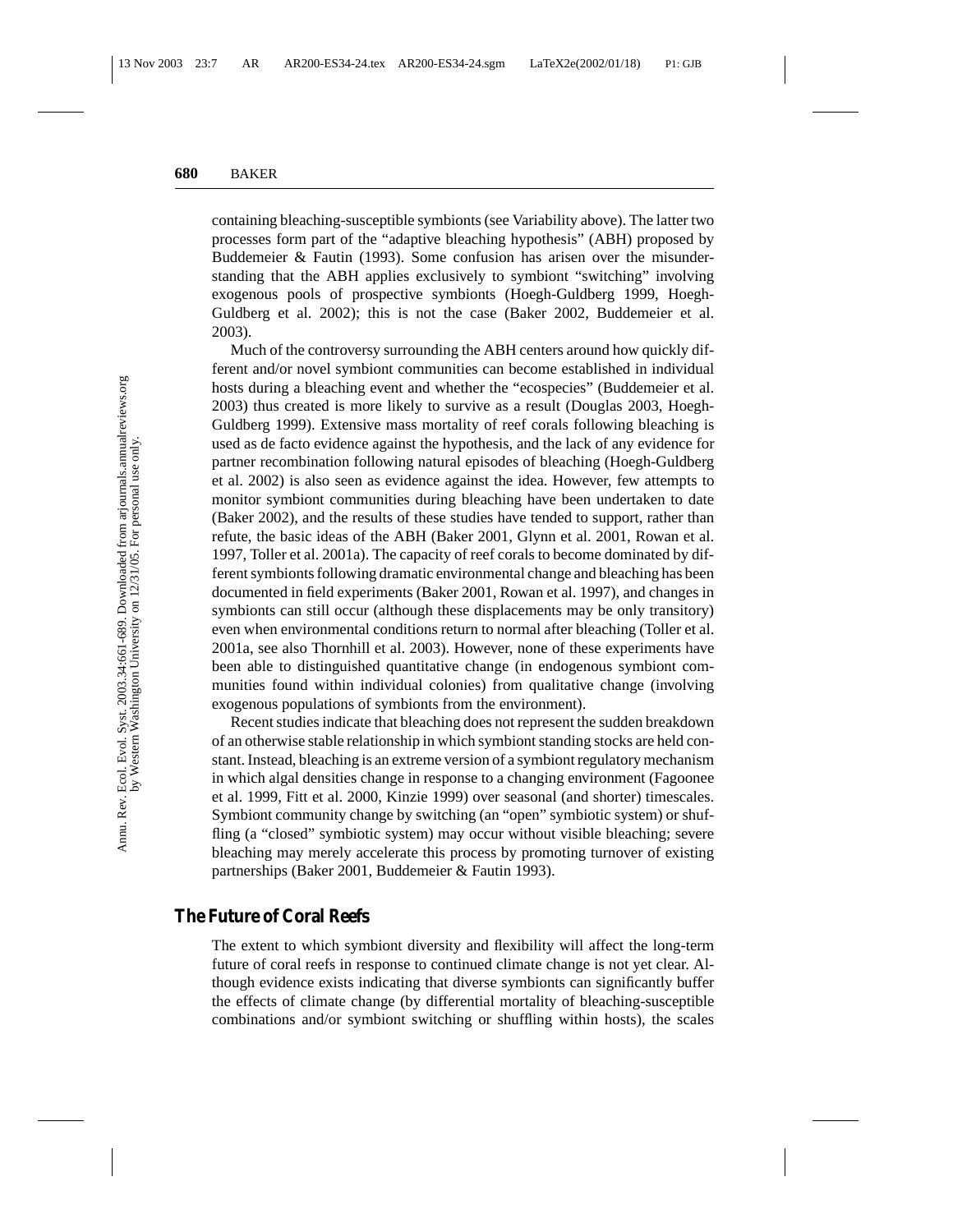containing bleaching-susceptible symbionts (see Variability above). The latter two processes form part of the "adaptive bleaching hypothesis" (ABH) proposed by Buddemeier & Fautin (1993). Some confusion has arisen over the misunderstanding that the ABH applies exclusively to symbiont "switching" involving exogenous pools of prospective symbionts (Hoegh-Guldberg 1999, Hoegh-Guldberg et al. 2002); this is not the case (Baker 2002, Buddemeier et al. 2003).

Much of the controversy surrounding the ABH centers around how quickly different and/or novel symbiont communities can become established in individual hosts during a bleaching event and whether the "ecospecies" (Buddemeier et al. 2003) thus created is more likely to survive as a result (Douglas 2003, Hoegh-Guldberg 1999). Extensive mass mortality of reef corals following bleaching is used as de facto evidence against the hypothesis, and the lack of any evidence for partner recombination following natural episodes of bleaching (Hoegh-Guldberg et al. 2002) is also seen as evidence against the idea. However, few attempts to monitor symbiont communities during bleaching have been undertaken to date (Baker 2002), and the results of these studies have tended to support, rather than refute, the basic ideas of the ABH (Baker 2001, Glynn et al. 2001, Rowan et al. 1997, Toller et al. 2001a). The capacity of reef corals to become dominated by different symbionts following dramatic environmental change and bleaching has been documented in field experiments (Baker 2001, Rowan et al. 1997), and changes in symbionts can still occur (although these displacements may be only transitory) even when environmental conditions return to normal after bleaching (Toller et al. 2001a, see also Thornhill et al. 2003). However, none of these experiments have been able to distinguished quantitative change (in endogenous symbiont communities found within individual colonies) from qualitative change (involving exogenous populations of symbionts from the environment).

Recent studies indicate that bleaching does not represent the sudden breakdown of an otherwise stable relationship in which symbiont standing stocks are held constant. Instead, bleaching is an extreme version of a symbiont regulatory mechanism in which algal densities change in response to a changing environment (Fagoonee et al. 1999, Fitt et al. 2000, Kinzie 1999) over seasonal (and shorter) timescales. Symbiont community change by switching (an "open" symbiotic system) or shuffling (a "closed" symbiotic system) may occur without visible bleaching; severe bleaching may merely accelerate this process by promoting turnover of existing partnerships (Baker 2001, Buddemeier & Fautin 1993).

## The Future of Coral Reefs

The extent to which symbiont diversity and flexibility will affect the long-term future of coral reefs in response to continued climate change is not yet clear. Although evidence exists indicating that diverse symbionts can significantly buffer the effects of climate change (by differential mortality of bleaching-susceptible combinations and/or symbiont switching or shuffling within hosts), the scales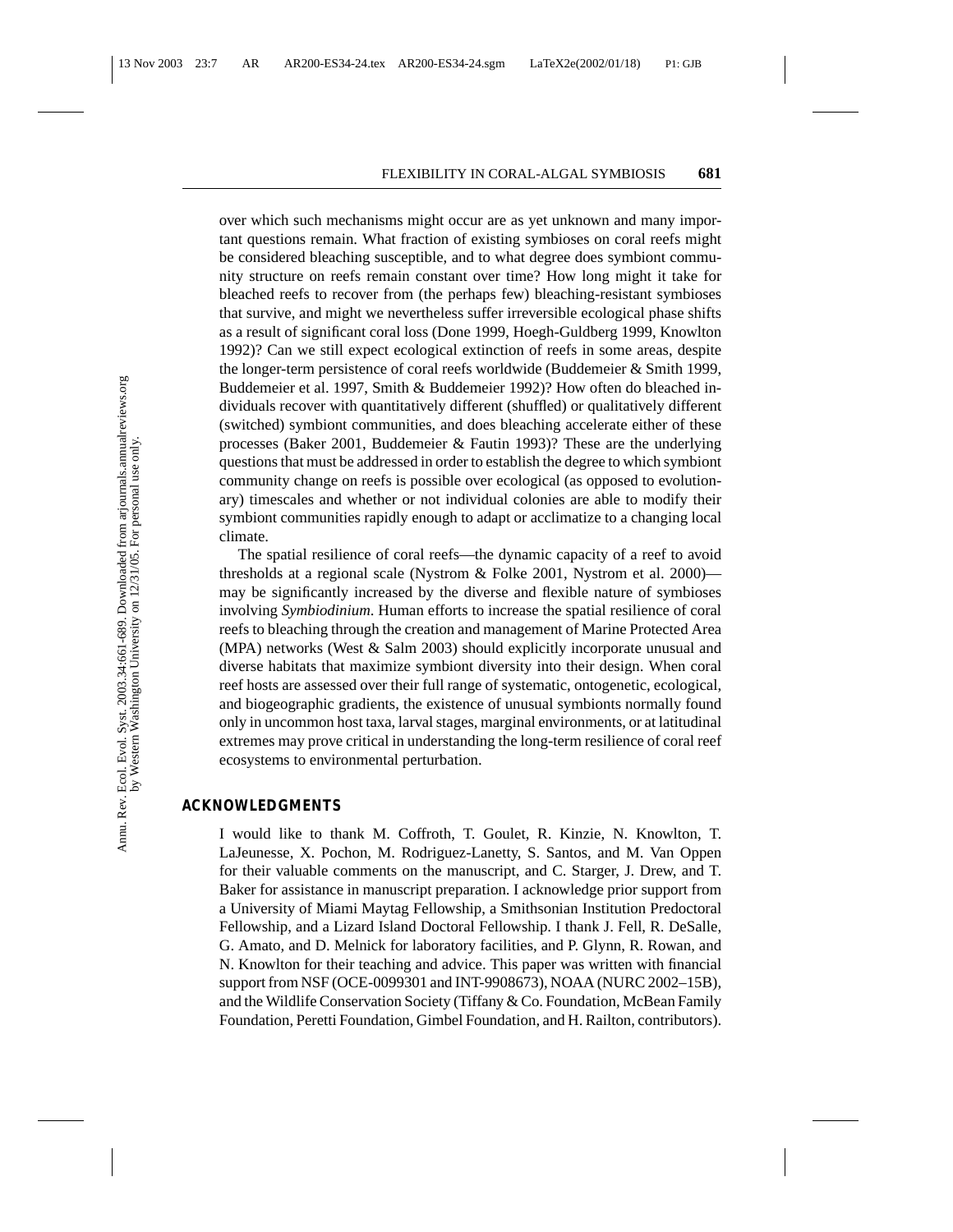over which such mechanisms might occur are as yet unknown and many important questions remain. What fraction of existing symbioses on coral reefs might be considered bleaching susceptible, and to what degree does symbiont community structure on reefs remain constant over time? How long might it take for bleached reefs to recover from (the perhaps few) bleaching-resistant symbioses that survive, and might we nevertheless suffer irreversible ecological phase shifts as a result of significant coral loss (Done 1999, Hoegh-Guldberg 1999, Knowlton 1992)? Can we still expect ecological extinction of reefs in some areas, despite the longer-term persistence of coral reefs worldwide (Buddemeier & Smith 1999, Buddemeier et al. 1997, Smith & Buddemeier 1992)? How often do bleached individuals recover with quantitatively different (shuffled) or qualitatively different (switched) symbiont communities, and does bleaching accelerate either of these processes (Baker 2001, Buddemeier & Fautin 1993)? These are the underlying questions that must be addressed in order to establish the degree to which symbiont community change on reefs is possible over ecological (as opposed to evolutionary) timescales and whether or not individual colonies are able to modify their symbiont communities rapidly enough to adapt or acclimatize to a changing local climate.

The spatial resilience of coral reefs—the dynamic capacity of a reef to avoid thresholds at a regional scale (Nystrom & Folke 2001, Nystrom et al. 2000)—may be significantly increased by the diverse and flexible nature of symbioses involving *Symbiodinium*. Human efforts to increase the spatial resilience of coral reefs to bleaching through the creation and management of Marine Protected Area (MPA) networks (West & Salm 2003) should explicitly incorporate unusual and diverse habitats that maximize symbiont diversity into their design. When coral reef hosts are assessed over their full range of systematic, ontogenetic, ecological, and biogeographic gradients, the existence of unusual symbionts normally found only in uncommon host taxa, larval stages, marginal environments, or at latitudinal extremes may prove critical in understanding the long-term resilience of coral reef ecosystems to environmental perturbation.

## ACKNOWLEDGMENTS

I would like to thank M. Coffroth, T. Goulet, R. Kinzie, N. Knowlton, T. LaJeunesse, X. Pochon, M. Rodriguez-Lanetty, S. Santos, and M. Van Oppen for their valuable comments on the manuscript, and C. Starger, J. Drew, and T. Baker for assistance in manuscript preparation. I acknowledge prior support from a University of Miami Maytag Fellowship, a Smithsonian Institution Predoctoral Fellowship, and a Lizard Island Doctoral Fellowship. I thank J. Fell, R. DeSalle, G. Amato, and D. Melnick for laboratory facilities, and P. Glynn, R. Rowan, and N. Knowlton for their teaching and advice. This paper was written with financial support from NSF (OCE-0099301 and INT-9908673), NOAA (NURC 2002–15B), and the Wildlife Conservation Society (Tiffany & Co. Foundation, McBean Family Foundation, Peretti Foundation, Gimbel Foundation, and H. Railton, contributors).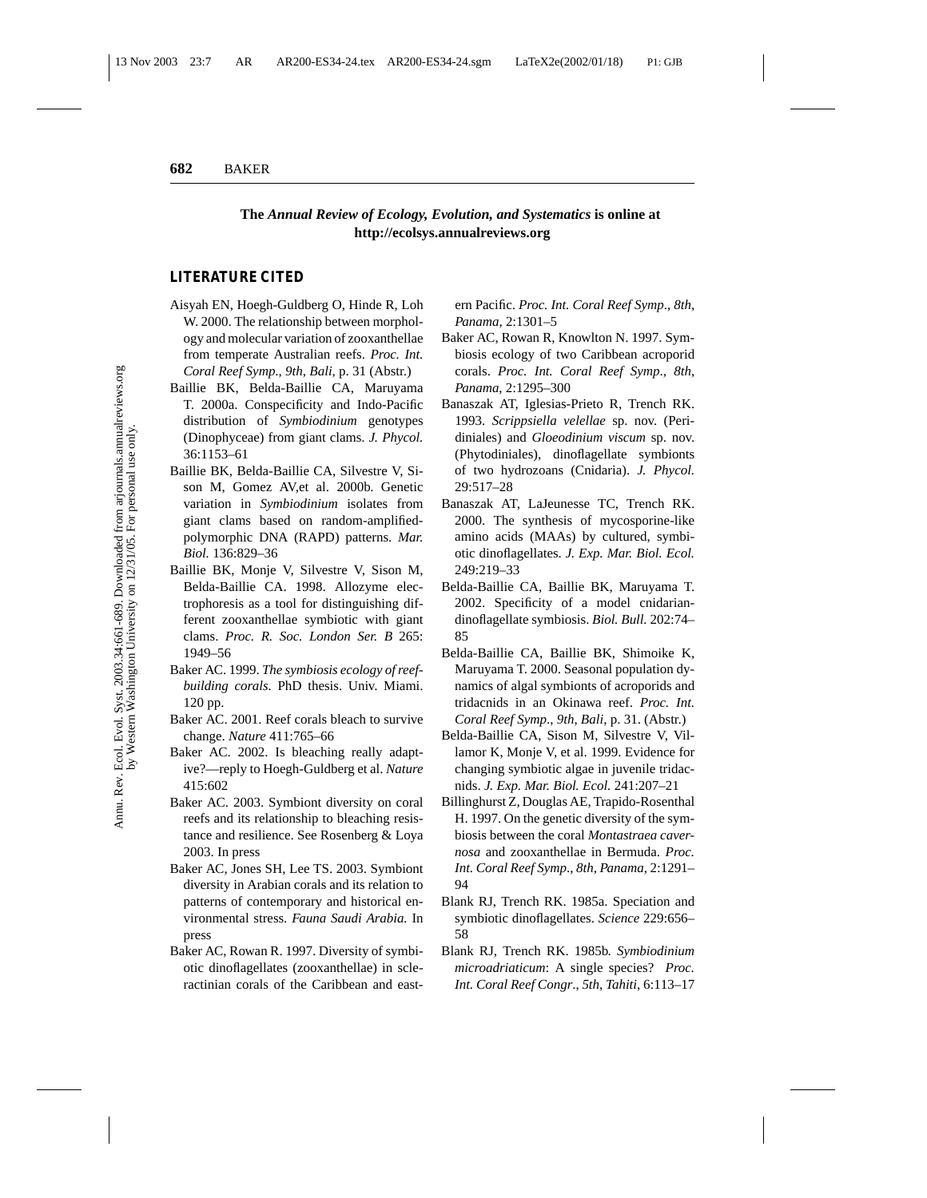**The *Annual Review of Ecology, Evolution, and Systematics* is online at http://ecolsys.annualreviews.org**

## LITERATURE CITED

Aisyah EN, Hoegh-Guldberg O, Hinde R, Loh W. 2000. The relationship between morphology and molecular variation of zooxanthellae from temperate Australian reefs. *Proc. Int. Coral Reef Symp., 9th, Bali*, p. 31 (Abstr.)

Baillie BK, Belda-Baillie CA, Maruyama T. 2000a. Conspecificity and Indo-Pacific distribution of *Symbiodinium* genotypes (Dinophyceae) from giant clams. *J. Phycol.* 36:1153–61

Baillie BK, Belda-Baillie CA, Silvestre V, Sison M, Gomez AV, et al. 2000b. Genetic variation in *Symbiodinium* isolates from giant clams based on random-amplified-polymorphic DNA (RAPD) patterns. *Mar. Biol.* 136:829–36

Baillie BK, Monje V, Silvestre V, Sison M, Belda-Baillie CA. 1998. Allozyme electrophoresis as a tool for distinguishing different zooxanthellae symbiotic with giant clams. *Proc. R. Soc. London Ser. B* 265: 1949–56

Baker AC. 1999. *The symbiosis ecology of reef-building corals*. PhD thesis. Univ. Miami. 120 pp.

Baker AC. 2001. Reef corals bleach to survive change. *Nature* 411:765–66

Baker AC. 2002. Is bleaching really adaptive?—reply to Hoegh-Guldberg et al. *Nature* 415:602

Baker AC. 2003. Symbiont diversity on coral reefs and its relationship to bleaching resistance and resilience. See Rosenberg & Loya 2003. In press

Baker AC, Jones SH, Lee TS. 2003. Symbiont diversity in Arabian corals and its relation to patterns of contemporary and historical environmental stress. *Fauna Saudi Arabia.* In press

Baker AC, Rowan R. 1997. Diversity of symbiotic dinoflagellates (zooxanthellae) in scleractinian corals of the Caribbean and eastern Pacific. *Proc. Int. Coral Reef Symp., 8th, Panama,* 2:1301–5

Baker AC, Rowan R, Knowlton N. 1997. Symbiosis ecology of two Caribbean acroporid corals. *Proc. Int. Coral Reef Symp., 8th, Panama*, 2:1295–300

Banaszak AT, Iglesias-Prieto R, Trench RK. 1993. *Scrippsiella velellae* sp. nov. (Peridiniales) and *Gloeodinium viscum* sp. nov. (Phytodiniales), dinoflagellate symbionts of two hydrozoans (Cnidaria). *J. Phycol.* 29:517–28

Banaszak AT, LaJeunesse TC, Trench RK. 2000. The synthesis of mycosporine-like amino acids (MAAs) by cultured, symbiotic dinoflagellates. *J. Exp. Mar. Biol. Ecol.* 249:219–33

Belda-Baillie CA, Baillie BK, Maruyama T. 2002. Specificity of a model cnidarian-dinoflagellate symbiosis. *Biol. Bull.* 202:74–85

Belda-Baillie CA, Baillie BK, Shimoike K, Maruyama T. 2000. Seasonal population dynamics of algal symbionts of acroporids and tridacnids in an Okinawa reef. *Proc. Int. Coral Reef Symp., 9th, Bali*, p. 31. (Abstr.)

Belda-Baillie CA, Sison M, Silvestre V, Villamor K, Monje V, et al. 1999. Evidence for changing symbiotic algae in juvenile tridacnids. *J. Exp. Mar. Biol. Ecol.* 241:207–21

Billinghurst Z, Douglas AE, Trapido-Rosenthal H. 1997. On the genetic diversity of the symbiosis between the coral *Montastraea cavernosa* and zooxanthellae in Bermuda. *Proc. Int. Coral Reef Symp., 8th, Panama*, 2:1291–94

Blank RJ, Trench RK. 1985a. Speciation and symbiotic dinoflagellates. *Science* 229:656–58

Blank RJ, Trench RK. 1985b. *Symbiodinium microadriaticum*: A single species? *Proc. Int. Coral Reef Congr., 5th, Tahiti*, 6:113–17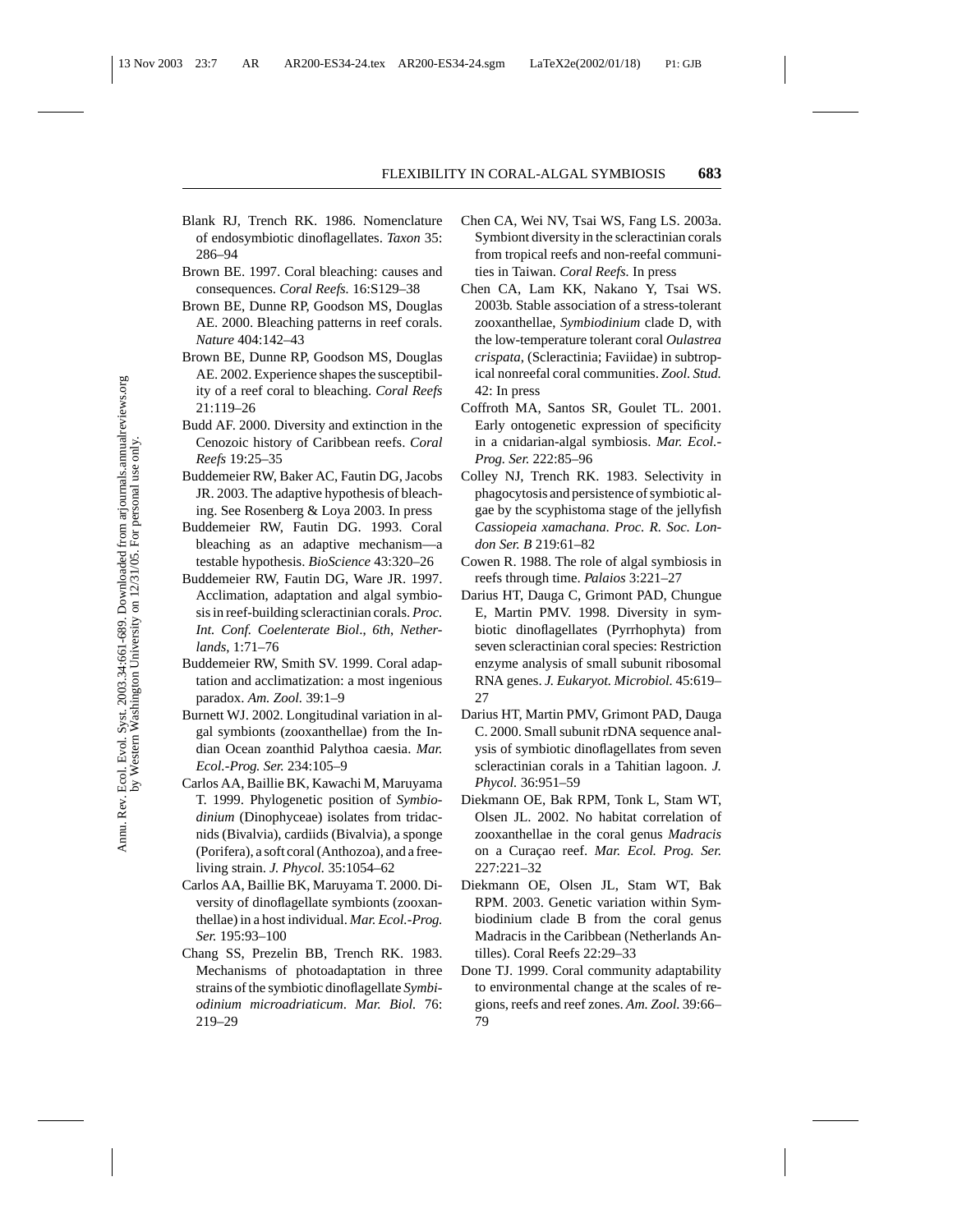Blank RJ, Trench RK. 1986. Nomenclature of endosymbiotic dinoflagellates. *Taxon* 35: 286–94

Brown BE. 1997. Coral bleaching: causes and consequences. *Coral Reefs.* 16:S129–38

Brown BE, Dunne RP, Goodson MS, Douglas AE. 2000. Bleaching patterns in reef corals. *Nature* 404:142–43

Brown BE, Dunne RP, Goodson MS, Douglas AE. 2002. Experience shapes the susceptibility of a reef coral to bleaching. *Coral Reefs* 21:119–26

Budd AF. 2000. Diversity and extinction in the Cenozoic history of Caribbean reefs. *Coral Reefs* 19:25–35

Buddemeier RW, Baker AC, Fautin DG, Jacobs JR. 2003. The adaptive hypothesis of bleaching. See Rosenberg & Loya 2003. In press

Buddemeier RW, Fautin DG. 1993. Coral bleaching as an adaptive mechanism—a testable hypothesis. *BioScience* 43:320–26

Buddemeier RW, Fautin DG, Ware JR. 1997. Acclimation, adaptation and algal symbiosis in reef-building scleractinian corals. *Proc. Int. Conf. Coelenterate Biol., 6th, Netherlands,* 1:71–76

Buddemeier RW, Smith SV. 1999. Coral adaptation and acclimatization: a most ingenious paradox. *Am. Zool.* 39:1–9

Burnett WJ. 2002. Longitudinal variation in algal symbionts (zooxanthellae) from the Indian Ocean zoanthid Palythoa caesia. *Mar. Ecol.-Prog. Ser.* 234:105–9

Carlos AA, Baillie BK, Kawachi M, Maruyama T. 1999. Phylogenetic position of *Symbiodinium* (Dinophyceae) isolates from tridacnids (Bivalvia), cardiids (Bivalvia), a sponge (Porifera), a soft coral (Anthozoa), and a free-living strain. *J. Phycol.* 35:1054–62

Carlos AA, Baillie BK, Maruyama T. 2000. Diversity of dinoflagellate symbionts (zooxanthellae) in a host individual. *Mar. Ecol.-Prog. Ser.* 195:93–100

Chang SS, Prezelin BB, Trench RK. 1983. Mechanisms of photoadaptation in three strains of the symbiotic dinoflagellate *Symbiodinium microadriaticum*. *Mar. Biol.* 76: 219–29

Chen CA, Wei NV, Tsai WS, Fang LS. 2003a. Symbiont diversity in the scleractinian corals from tropical reefs and non-reefal communities in Taiwan. *Coral Reefs.* In press

Chen CA, Lam KK, Nakano Y, Tsai WS. 2003b. Stable association of a stress-tolerant zooxanthellae, *Symbiodinium* clade D, with the low-temperature tolerant coral *Oulastrea crispata*, (Scleractinia; Faviidae) in subtropical nonreefal coral communities. *Zool. Stud.* 42: In press

Coffroth MA, Santos SR, Goulet TL. 2001. Early ontogenetic expression of specificity in a cnidarian-algal symbiosis. *Mar. Ecol.-Prog. Ser.* 222:85–96

Colley NJ, Trench RK. 1983. Selectivity in phagocytosis and persistence of symbiotic algae by the scyphistoma stage of the jellyfish *Cassiopeia xamachana. Proc. R. Soc. London Ser. B* 219:61–82

Cowen R. 1988. The role of algal symbiosis in reefs through time. *Palaios* 3:221–27

Darius HT, Dauga C, Grimont PAD, Chungue E, Martin PMV. 1998. Diversity in symbiotic dinoflagellates (Pyrrhophyta) from seven scleractinian coral species: Restriction enzyme analysis of small subunit ribosomal RNA genes. *J. Eukaryot. Microbiol.* 45:619–27

Darius HT, Martin PMV, Grimont PAD, Dauga C. 2000. Small subunit rDNA sequence analysis of symbiotic dinoflagellates from seven scleractinian corals in a Tahitian lagoon. *J. Phycol.* 36:951–59

Diekmann OE, Bak RPM, Tonk L, Stam WT, Olsen JL. 2002. No habitat correlation of zooxanthellae in the coral genus *Madracis* on a Curaçao reef. *Mar. Ecol. Prog. Ser.* 227:221–32

Diekmann OE, Olsen JL, Stam WT, Bak RPM. 2003. Genetic variation within Symbiodinium clade B from the coral genus Madracis in the Caribbean (Netherlands Antilles). Coral Reefs 22:29–33

Done TJ. 1999. Coral community adaptability to environmental change at the scales of regions, reefs and reef zones. *Am. Zool.* 39:66–79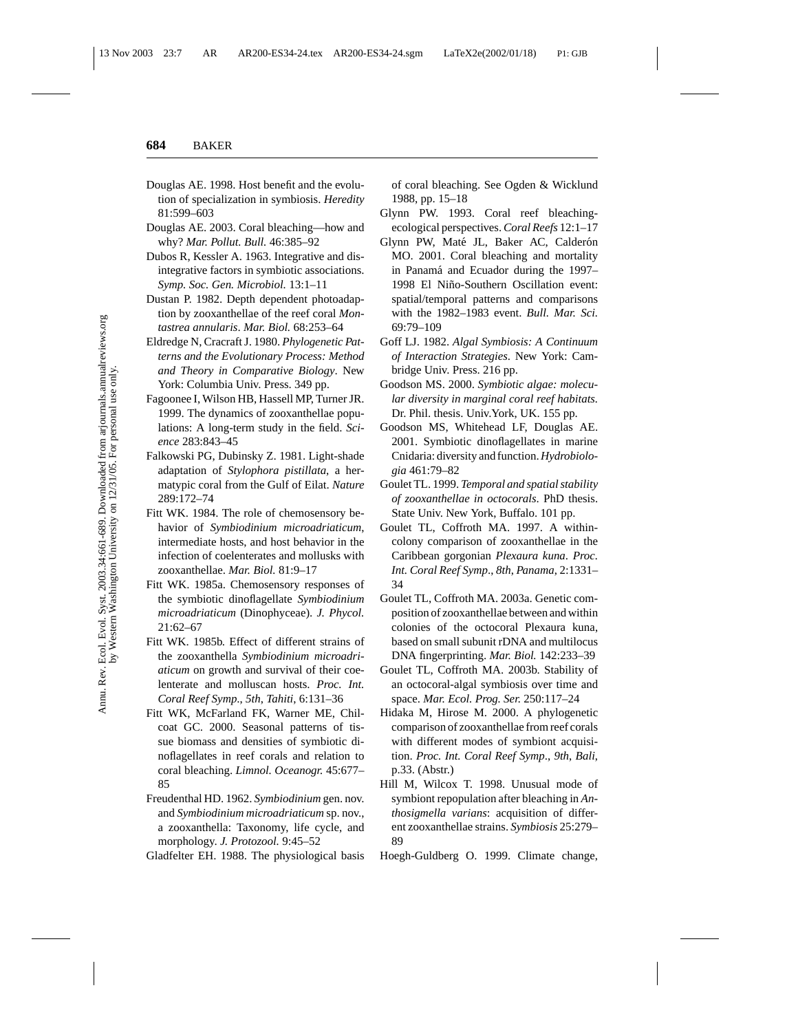Douglas AE. 1998. Host benefit and the evolution of specialization in symbiosis. *Heredity* 81:599–603

Douglas AE. 2003. Coral bleaching—how and why? *Mar. Pollut. Bull.* 46:385–92

Dubos R, Kessler A. 1963. Integrative and disintegrative factors in symbiotic associations. *Symp. Soc. Gen. Microbiol.* 13:1–11

Dustan P. 1982. Depth dependent photoadaption by zooxanthellae of the reef coral *Montastrea annularis*. *Mar. Biol.* 68:253–64

Eldredge N, Cracraft J. 1980. *Phylogenetic Patterns and the Evolutionary Process: Method and Theory in Comparative Biology*. New York: Columbia Univ. Press. 349 pp.

Fagoonee I, Wilson HB, Hassell MP, Turner JR. 1999. The dynamics of zooxanthellae populations: A long-term study in the field. *Science* 283:843–45

Falkowski PG, Dubinsky Z. 1981. Light-shade adaptation of *Stylophora pistillata*, a hermatypic coral from the Gulf of Eilat. *Nature* 289:172–74

Fitt WK. 1984. The role of chemosensory behavior of *Symbiodinium microadriaticum*, intermediate hosts, and host behavior in the infection of coelenterates and mollusks with zooxanthellae. *Mar. Biol.* 81:9–17

Fitt WK. 1985a. Chemosensory responses of the symbiotic dinoflagellate *Symbiodinium microadriaticum* (Dinophyceae). *J. Phycol.* 21:62–67

Fitt WK. 1985b. Effect of different strains of the zooxanthella *Symbiodinium microadriaticum* on growth and survival of their coelenterate and molluscan hosts. *Proc. Int. Coral Reef Symp., 5th, Tahiti*, 6:131–36

Fitt WK, McFarland FK, Warner ME, Chilcoat GC. 2000. Seasonal patterns of tissue biomass and densities of symbiotic dinoflagellates in reef corals and relation to coral bleaching. *Limnol. Oceanogr.* 45:677–85

Freudenthal HD. 1962. *Symbiodinium* gen. nov. and *Symbiodinium microadriaticum* sp. nov., a zooxanthella: Taxonomy, life cycle, and morphology. *J. Protozool.* 9:45–52

Gladfelter EH. 1988. The physiological basis of coral bleaching. See Ogden & Wicklund 1988, pp. 15–18

Glynn PW. 1993. Coral reef bleaching-ecological perspectives. *Coral Reefs* 12:1–17

Glynn PW, Maté JL, Baker AC, Calderón MO. 2001. Coral bleaching and mortality in Panamá and Ecuador during the 1997–1998 El Niño-Southern Oscillation event: spatial/temporal patterns and comparisons with the 1982–1983 event. *Bull. Mar. Sci.* 69:79–109

Goff LJ. 1982. *Algal Symbiosis: A Continuum of Interaction Strategies*. New York: Cambridge Univ. Press. 216 pp.

Goodson MS. 2000. *Symbiotic algae: molecular diversity in marginal coral reef habitats.* Dr. Phil. thesis. Univ.York, UK. 155 pp.

Goodson MS, Whitehead LF, Douglas AE. 2001. Symbiotic dinoflagellates in marine Cnidaria: diversity and function. *Hydrobiologia* 461:79–82

Goulet TL. 1999. *Temporal and spatial stability of zooxanthellae in octocorals*. PhD thesis. State Univ. New York, Buffalo. 101 pp.

Goulet TL, Coffroth MA. 1997. A within-colony comparison of zooxanthellae in the Caribbean gorgonian *Plexaura kuna*. *Proc. Int. Coral Reef Symp., 8th, Panama*, 2:1331–34

Goulet TL, Coffroth MA. 2003a. Genetic composition of zooxanthellae between and within colonies of the octocoral Plexaura kuna, based on small subunit rDNA and multilocus DNA fingerprinting. *Mar. Biol.* 142:233–39

Goulet TL, Coffroth MA. 2003b. Stability of an octocoral-algal symbiosis over time and space. *Mar. Ecol. Prog. Ser.* 250:117–24

Hidaka M, Hirose M. 2000. A phylogenetic comparison of zooxanthellae from reef corals with different modes of symbiont acquisition. *Proc. Int. Coral Reef Symp., 9th, Bali*, p.33. (Abstr.)

Hill M, Wilcox T. 1998. Unusual mode of symbiont repopulation after bleaching in *Anthosigmella varians*: acquisition of different zooxanthellae strains. *Symbiosis* 25:279–89

Hoegh-Guldberg O. 1999. Climate change,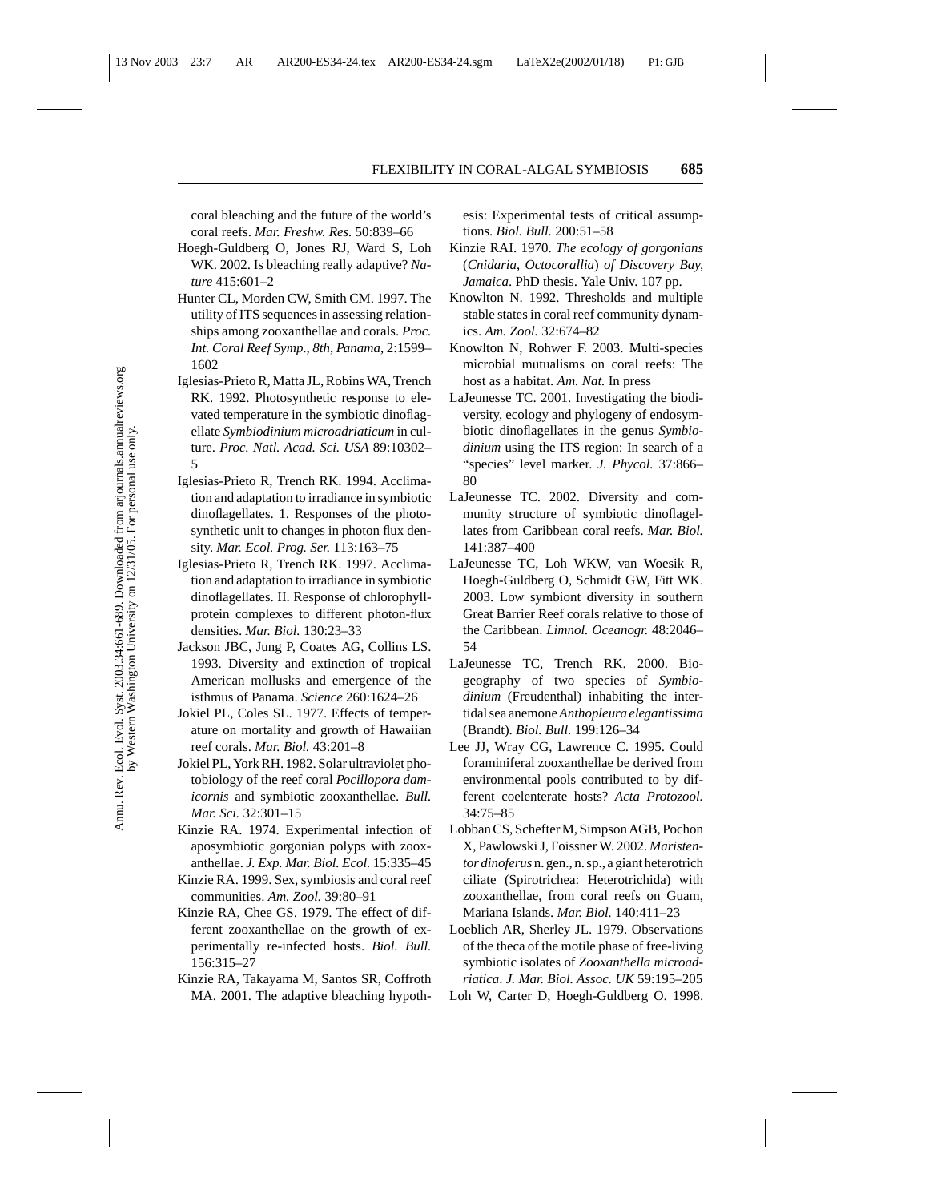coral bleaching and the future of the world's coral reefs. *Mar. Freshw. Res.* 50:839–66

Hoegh-Guldberg O, Jones RJ, Ward S, Loh WK. 2002. Is bleaching really adaptive? *Nature* 415:601–2

Hunter CL, Morden CW, Smith CM. 1997. The utility of ITS sequences in assessing relationships among zooxanthellae and corals. *Proc. Int. Coral Reef Symp., 8th, Panama*, 2:1599–1602

Iglesias-Prieto R, Matta JL, Robins WA, Trench RK. 1992. Photosynthetic response to elevated temperature in the symbiotic dinoflagellate *Symbiodinium microadriaticum* in culture. *Proc. Natl. Acad. Sci. USA* 89:10302–5

Iglesias-Prieto R, Trench RK. 1994. Acclimation and adaptation to irradiance in symbiotic dinoflagellates. 1. Responses of the photosynthetic unit to changes in photon flux density. *Mar. Ecol. Prog. Ser.* 113:163–75

Iglesias-Prieto R, Trench RK. 1997. Acclimation and adaptation to irradiance in symbiotic dinoflagellates. II. Response of chlorophyll-protein complexes to different photon-flux densities. *Mar. Biol.* 130:23–33

Jackson JBC, Jung P, Coates AG, Collins LS. 1993. Diversity and extinction of tropical American mollusks and emergence of the isthmus of Panama. *Science* 260:1624–26

Jokiel PL, Coles SL. 1977. Effects of temperature on mortality and growth of Hawaiian reef corals. *Mar. Biol.* 43:201–8

Jokiel PL, York RH. 1982. Solar ultraviolet photobiology of the reef coral *Pocillopora damicornis* and symbiotic zooxanthellae. *Bull. Mar. Sci.* 32:301–15

Kinzie RA. 1974. Experimental infection of aposymbiotic gorgonian polyps with zooxanthellae. *J. Exp. Mar. Biol. Ecol.* 15:335–45

Kinzie RA. 1999. Sex, symbiosis and coral reef communities. *Am. Zool.* 39:80–91

Kinzie RA, Chee GS. 1979. The effect of different zooxanthellae on the growth of experimentally re-infected hosts. *Biol. Bull.* 156:315–27

Kinzie RA, Takayama M, Santos SR, Coffroth MA. 2001. The adaptive bleaching hypothesis: Experimental tests of critical assumptions. *Biol. Bull.* 200:51–58

Kinzie RAI. 1970. *The ecology of gorgonians (Cnidaria, Octocorallia) of Discovery Bay, Jamaica*. PhD thesis. Yale Univ. 107 pp.

Knowlton N. 1992. Thresholds and multiple stable states in coral reef community dynamics. *Am. Zool.* 32:674–82

Knowlton N, Rohwer F. 2003. Multi-species microbial mutualisms on coral reefs: The host as a habitat. *Am. Nat.* In press

LaJeunesse TC. 2001. Investigating the biodiversity, ecology and phylogeny of endosymbiotic dinoflagellates in the genus *Symbiodinium* using the ITS region: In search of a "species" level marker. *J. Phycol.* 37:866–80

LaJeunesse TC. 2002. Diversity and community structure of symbiotic dinoflagellates from Caribbean coral reefs. *Mar. Biol.* 141:387–400

LaJeunesse TC, Loh WKW, van Woesik R, Hoegh-Guldberg O, Schmidt GW, Fitt WK. 2003. Low symbiont diversity in southern Great Barrier Reef corals relative to those of the Caribbean. *Limnol. Oceanogr.* 48:2046–54

LaJeunesse TC, Trench RK. 2000. Biogeography of two species of *Symbiodinium* (Freudenthal) inhabiting the intertidal sea anemone *Anthopleura elegantissima* (Brandt). *Biol. Bull.* 199:126–34

Lee JJ, Wray CG, Lawrence C. 1995. Could foraminiferal zooxanthellae be derived from environmental pools contributed to by different coelenterate hosts? *Acta Protozool.* 34:75–85

Lobban CS, Schefter M, Simpson AGB, Pochon X, Pawlowski J, Foissner W. 2002. *Maristentor dinoferus* n. gen., n. sp., a giant heterotrich ciliate (Spirotrichea: Heterotrichida) with zooxanthellae, from coral reefs on Guam, Mariana Islands. *Mar. Biol.* 140:411–23

Loeblich AR, Sherley JL. 1979. Observations of the theca of the motile phase of free-living symbiotic isolates of *Zooxanthella microadriatica*. *J. Mar. Biol. Assoc. UK* 59:195–205

Loh W, Carter D, Hoegh-Guldberg O. 1998.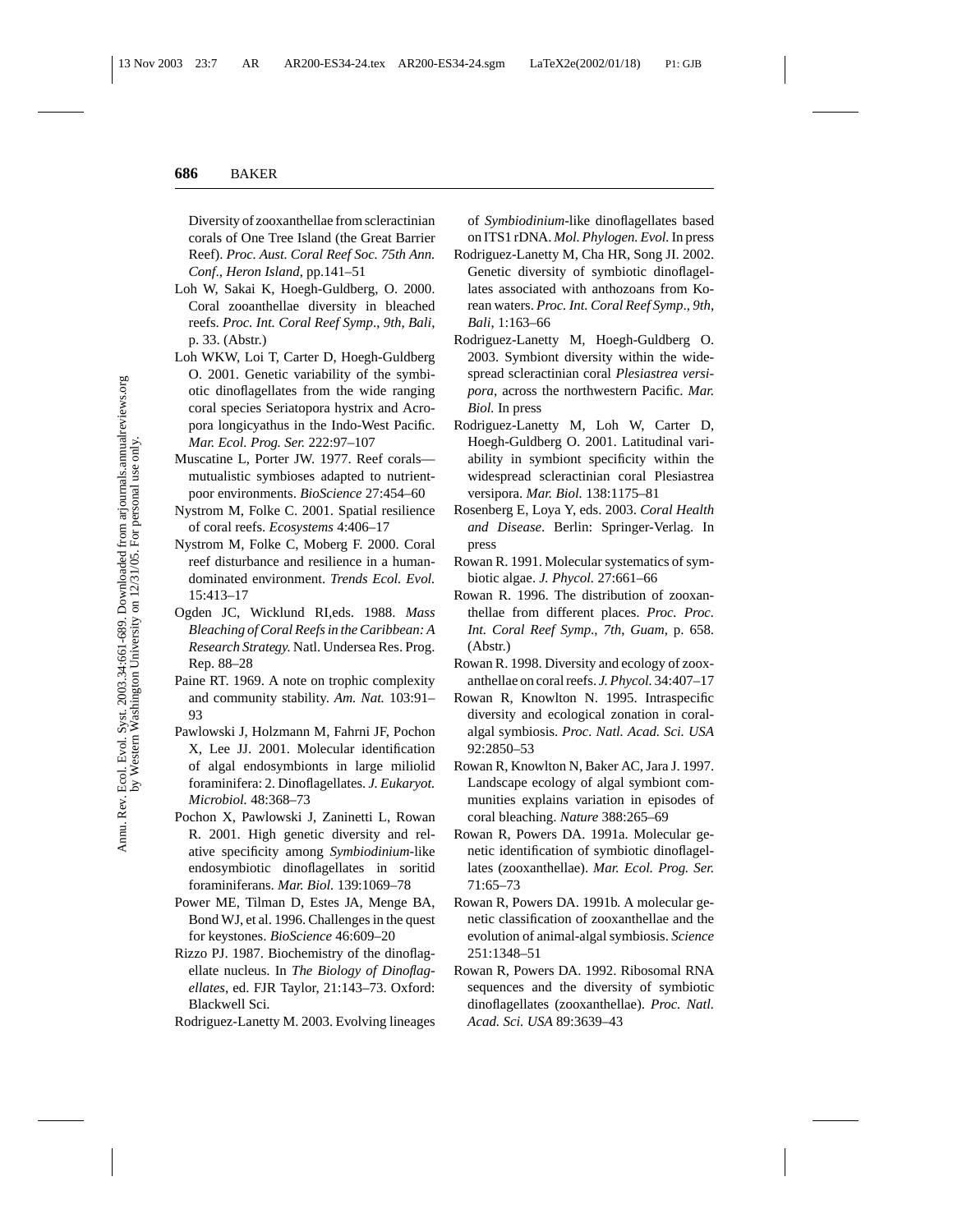Diversity of zooxanthellae from scleractinian corals of One Tree Island (the Great Barrier Reef). *Proc. Aust. Coral Reef Soc. 75th Ann. Conf., Heron Island*, pp.141–51

Loh W, Sakai K, Hoegh-Guldberg, O. 2000. Coral zooanthellae diversity in bleached reefs. *Proc. Int. Coral Reef Symp., 9th, Bali*, p. 33. (Abstr.)

Loh WKW, Loi T, Carter D, Hoegh-Guldberg O. 2001. Genetic variability of the symbiotic dinoflagellates from the wide ranging coral species Seriatopora hystrix and Acropora longicyathus in the Indo-West Pacific. *Mar. Ecol. Prog. Ser.* 222:97–107

Muscatine L, Porter JW. 1977. Reef corals—mutualistic symbioses adapted to nutrient-poor environments. *BioScience* 27:454–60

Nystrom M, Folke C. 2001. Spatial resilience of coral reefs. *Ecosystems* 4:406–17

Nystrom M, Folke C, Moberg F. 2000. Coral reef disturbance and resilience in a human-dominated environment. *Trends Ecol. Evol.* 15:413–17

Ogden JC, Wicklund RI,eds. 1988. *Mass Bleaching of Coral Reefs in the Caribbean: A Research Strategy.* Natl. Undersea Res. Prog. Rep. 88–28

Paine RT. 1969. A note on trophic complexity and community stability. *Am. Nat.* 103:91–93

Pawlowski J, Holzmann M, Fahrni JF, Pochon X, Lee JJ. 2001. Molecular identification of algal endosymbionts in large miliolid foraminifera: 2. Dinoflagellates. *J. Eukaryot. Microbiol.* 48:368–73

Pochon X, Pawlowski J, Zaninetti L, Rowan R. 2001. High genetic diversity and relative specificity among *Symbiodinium*-like endosymbiotic dinoflagellates in soritid foraminiferans. *Mar. Biol.* 139:1069–78

Power ME, Tilman D, Estes JA, Menge BA, Bond WJ, et al. 1996. Challenges in the quest for keystones. *BioScience* 46:609–20

Rizzo PJ. 1987. Biochemistry of the dinoflagellate nucleus. In *The Biology of Dinoflagellates*, ed. FJR Taylor, 21:143–73. Oxford: Blackwell Sci.

Rodriguez-Lanetty M. 2003. Evolving lineages of *Symbiodinium*-like dinoflagellates based on ITS1 rDNA. *Mol. Phylogen. Evol.* In press

Rodriguez-Lanetty M, Cha HR, Song JI. 2002. Genetic diversity of symbiotic dinoflagellates associated with anthozoans from Korean waters. *Proc. Int. Coral Reef Symp., 9th, Bali*, 1:163–66

Rodriguez-Lanetty M, Hoegh-Guldberg O. 2003. Symbiont diversity within the widespread scleractinian coral *Plesiastrea versipora*, across the northwestern Pacific. *Mar. Biol.* In press

Rodriguez-Lanetty M, Loh W, Carter D, Hoegh-Guldberg O. 2001. Latitudinal variability in symbiont specificity within the widespread scleractinian coral Plesiastrea versipora. *Mar. Biol.* 138:1175–81

Rosenberg E, Loya Y, eds. 2003. *Coral Health and Disease*. Berlin: Springer-Verlag. In press

Rowan R. 1991. Molecular systematics of symbiotic algae. *J. Phycol.* 27:661–66

Rowan R. 1996. The distribution of zooxanthellae from different places. *Proc. Proc. Int. Coral Reef Symp., 7th, Guam*, p. 658. (Abstr.)

Rowan R. 1998. Diversity and ecology of zooxanthellae on coral reefs. *J. Phycol.* 34:407–17

Rowan R, Knowlton N. 1995. Intraspecific diversity and ecological zonation in coral-algal symbiosis. *Proc. Natl. Acad. Sci. USA* 92:2850–53

Rowan R, Knowlton N, Baker AC, Jara J. 1997. Landscape ecology of algal symbiont communities explains variation in episodes of coral bleaching. *Nature* 388:265–69

Rowan R, Powers DA. 1991a. Molecular genetic identification of symbiotic dinoflagellates (zooxanthellae). *Mar. Ecol. Prog. Ser.* 71:65–73

Rowan R, Powers DA. 1991b. A molecular genetic classification of zooxanthellae and the evolution of animal-algal symbiosis. *Science* 251:1348–51

Rowan R, Powers DA. 1992. Ribosomal RNA sequences and the diversity of symbiotic dinoflagellates (zooxanthellae). *Proc. Natl. Acad. Sci. USA* 89:3639–43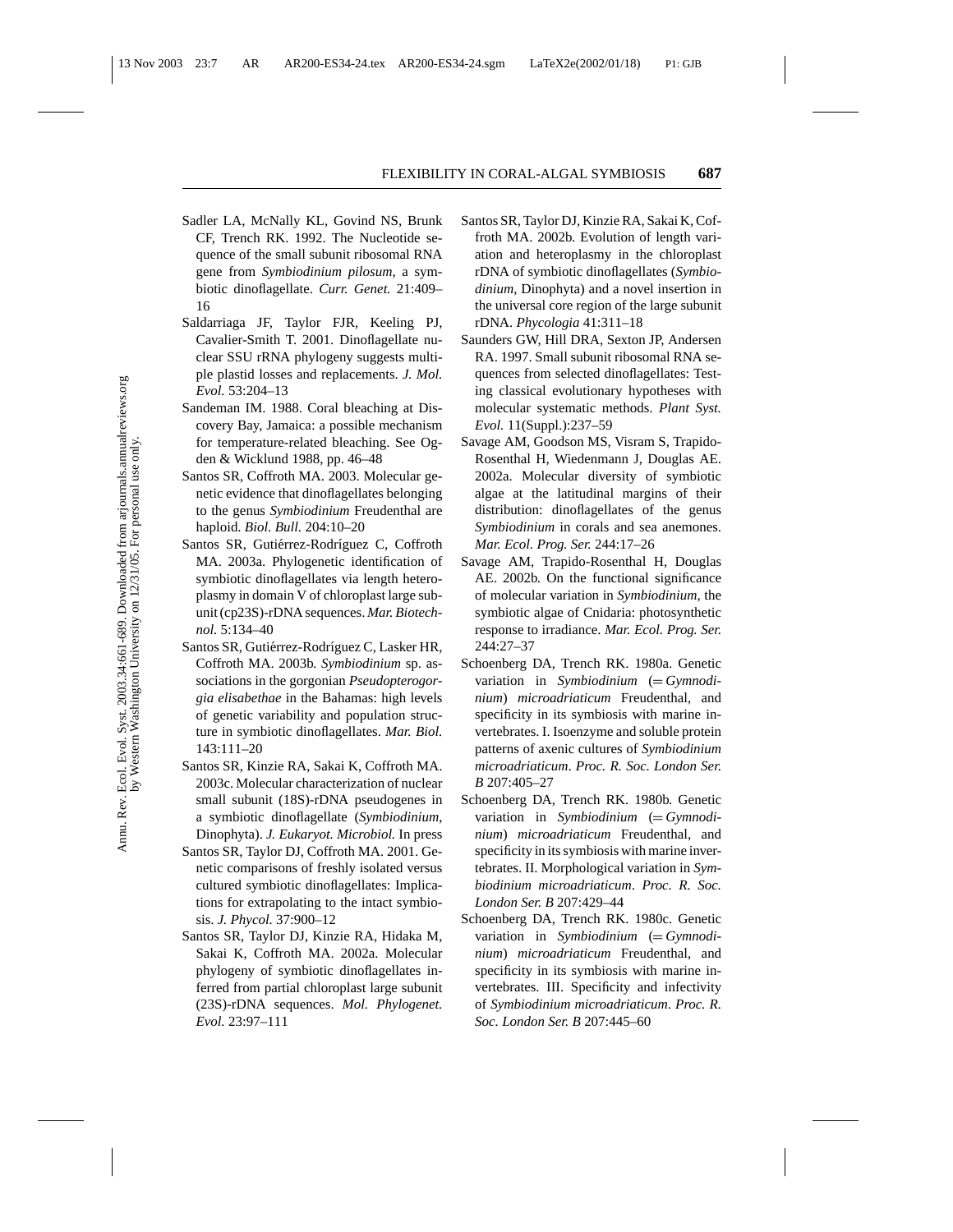Sadler LA, McNally KL, Govind NS, Brunk CF, Trench RK. 1992. The Nucleotide sequence of the small subunit ribosomal RNA gene from *Symbiodinium pilosum*, a symbiotic dinoflagellate. *Curr. Genet.* 21:409–16

Saldarriaga JF, Taylor FJR, Keeling PJ, Cavalier-Smith T. 2001. Dinoflagellate nuclear SSU rRNA phylogeny suggests multiple plastid losses and replacements. *J. Mol. Evol.* 53:204–13

Sandeman IM. 1988. Coral bleaching at Discovery Bay, Jamaica: a possible mechanism for temperature-related bleaching. See Ogden & Wicklund 1988, pp. 46–48

Santos SR, Coffroth MA. 2003. Molecular genetic evidence that dinoflagellates belonging to the genus *Symbiodinium* Freudenthal are haploid. *Biol. Bull.* 204:10–20

Santos SR, Gutiérrez-Rodríguez C, Coffroth MA. 2003a. Phylogenetic identification of symbiotic dinoflagellates via length heteroplasmy in domain V of chloroplast large subunit (cp23S)-rDNA sequences. *Mar. Biotechnol.* 5:134–40

Santos SR, Gutiérrez-Rodríguez C, Lasker HR, Coffroth MA. 2003b. *Symbiodinium* sp. associations in the gorgonian *Pseudopterogorgia elisabethae* in the Bahamas: high levels of genetic variability and population structure in symbiotic dinoflagellates. *Mar. Biol.* 143:111–20

Santos SR, Kinzie RA, Sakai K, Coffroth MA. 2003c. Molecular characterization of nuclear small subunit (18S)-rDNA pseudogenes in a symbiotic dinoflagellate (*Symbiodinium*, Dinophyta). *J. Eukaryot. Microbiol.* In press

Santos SR, Taylor DJ, Coffroth MA. 2001. Genetic comparisons of freshly isolated versus cultured symbiotic dinoflagellates: Implications for extrapolating to the intact symbiosis. *J. Phycol.* 37:900–12

Santos SR, Taylor DJ, Kinzie RA, Hidaka M, Sakai K, Coffroth MA. 2002a. Molecular phylogeny of symbiotic dinoflagellates inferred from partial chloroplast large subunit (23S)-rDNA sequences. *Mol. Phylogenet. Evol.* 23:97–111

Santos SR, Taylor DJ, Kinzie RA, Sakai K, Coffroth MA. 2002b. Evolution of length variation and heteroplasmy in the chloroplast rDNA of symbiotic dinoflagellates (*Symbiodinium*, Dinophyta) and a novel insertion in the universal core region of the large subunit rDNA. *Phycologia* 41:311–18

Saunders GW, Hill DRA, Sexton JP, Andersen RA. 1997. Small subunit ribosomal RNA sequences from selected dinoflagellates: Testing classical evolutionary hypotheses with molecular systematic methods. *Plant Syst. Evol.* 11(Suppl.):237–59

Savage AM, Goodson MS, Visram S, Trapido-Rosenthal H, Wiedenmann J, Douglas AE. 2002a. Molecular diversity of symbiotic algae at the latitudinal margins of their distribution: dinoflagellates of the genus *Symbiodinium* in corals and sea anemones. *Mar. Ecol. Prog. Ser.* 244:17–26

Savage AM, Trapido-Rosenthal H, Douglas AE. 2002b. On the functional significance of molecular variation in *Symbiodinium*, the symbiotic algae of Cnidaria: photosynthetic response to irradiance. *Mar. Ecol. Prog. Ser.* 244:27–37

Schoenberg DA, Trench RK. 1980a. Genetic variation in *Symbiodinium* (= *Gymnodinium*) *microadriaticum* Freudenthal, and specificity in its symbiosis with marine invertebrates. I. Isoenzyme and soluble protein patterns of axenic cultures of *Symbiodinium microadriaticum*. *Proc. R. Soc. London Ser. B* 207:405–27

Schoenberg DA, Trench RK. 1980b. Genetic variation in *Symbiodinium* (= *Gymnodinium*) *microadriaticum* Freudenthal, and specificity in its symbiosis with marine invertebrates. II. Morphological variation in *Symbiodinium microadriaticum*. *Proc. R. Soc. London Ser. B* 207:429–44

Schoenberg DA, Trench RK. 1980c. Genetic variation in *Symbiodinium* (= *Gymnodinium*) *microadriaticum* Freudenthal, and specificity in its symbiosis with marine invertebrates. III. Specificity and infectivity of *Symbiodinium microadriaticum*. *Proc. R. Soc. London Ser. B* 207:445–60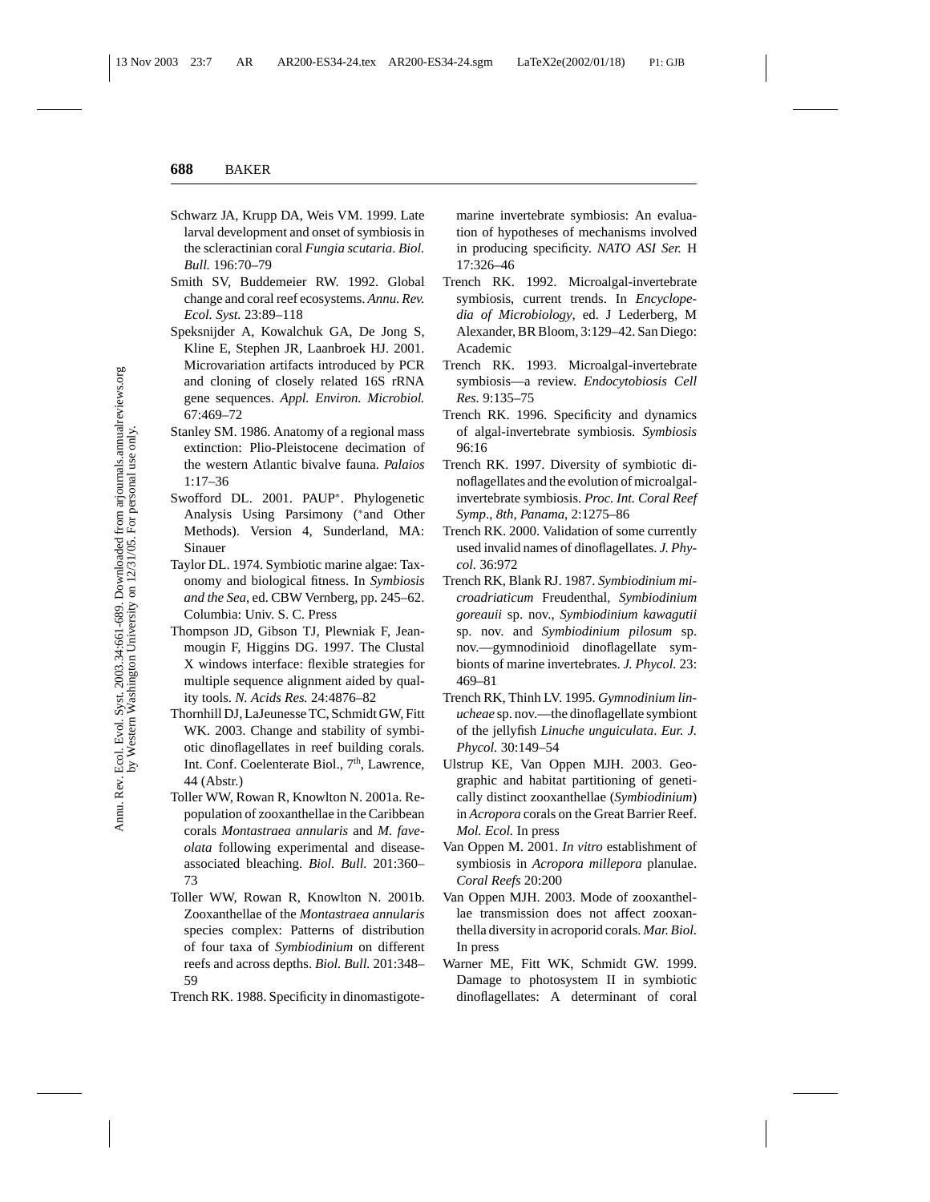Schwarz JA, Krupp DA, Weis VM. 1999. Late larval development and onset of symbiosis in the scleractinian coral *Fungia scutaria*. *Biol. Bull.* 196:70–79

Smith SV, Buddemeier RW. 1992. Global change and coral reef ecosystems. *Annu. Rev. Ecol. Syst.* 23:89–118

Speksnijder A, Kowalchuk GA, De Jong S, Kline E, Stephen JR, Laanbroek HJ. 2001. Microvariation artifacts introduced by PCR and cloning of closely related 16S rRNA gene sequences. *Appl. Environ. Microbiol.* 67:469–72

Stanley SM. 1986. Anatomy of a regional mass extinction: Plio-Pleistocene decimation of the western Atlantic bivalve fauna. *Palaios* 1:17–36

Swofford DL. 2001. PAUP*. Phylogenetic Analysis Using Parsimony (*and Other Methods). Version 4, Sunderland, MA: Sinauer

Taylor DL. 1974. Symbiotic marine algae: Taxonomy and biological fitness. In *Symbiosis and the Sea*, ed. CBW Vernberg, pp. 245–62. Columbia: Univ. S. C. Press

Thompson JD, Gibson TJ, Plewniak F, Jeanmougin F, Higgins DG. 1997. The Clustal X windows interface: flexible strategies for multiple sequence alignment aided by quality tools. *N. Acids Res.* 24:4876–82

Thornhill DJ, LaJeunesse TC, Schmidt GW, Fitt WK. 2003. Change and stability of symbiotic dinoflagellates in reef building corals. Int. Conf. Coelenterate Biol., 7th, Lawrence, 44 (Abstr.)

Toller WW, Rowan R, Knowlton N. 2001a. Repopulation of zooxanthellae in the Caribbean corals *Montastraea annularis* and *M. faveolata* following experimental and disease-associated bleaching. *Biol. Bull.* 201:360–73

Toller WW, Rowan R, Knowlton N. 2001b. Zooxanthellae of the *Montastraea annularis* species complex: Patterns of distribution of four taxa of *Symbiodinium* on different reefs and across depths. *Biol. Bull.* 201:348–59

Trench RK. 1988. Specificity in dinomastigote-marine invertebrate symbiosis: An evaluation of hypotheses of mechanisms involved in producing specificity. *NATO ASI Ser.* H 17:326–46

Trench RK. 1992. Microalgal-invertebrate symbiosis, current trends. In *Encyclopedia of Microbiology*, ed. J Lederberg, M Alexander, BR Bloom, 3:129–42. San Diego: Academic

Trench RK. 1993. Microalgal-invertebrate symbiosis—a review. *Endocytobiosis Cell Res.* 9:135–75

Trench RK. 1996. Specificity and dynamics of algal-invertebrate symbiosis. *Symbiosis* 96:16

Trench RK. 1997. Diversity of symbiotic dinoflagellates and the evolution of microalgal-invertebrate symbiosis. *Proc. Int. Coral Reef Symp., 8th, Panama*, 2:1275–86

Trench RK. 2000. Validation of some currently used invalid names of dinoflagellates. *J. Phycol.* 36:972

Trench RK, Blank RJ. 1987. *Symbiodinium microadriaticum* Freudenthal, *Symbiodinium goreauii* sp. nov., *Symbiodinium kawagutii* sp. nov. and *Symbiodinium pilosum* sp. nov.—gymnodinioid dinoflagellate symbionts of marine invertebrates. *J. Phycol.* 23: 469–81

Trench RK, Thinh LV. 1995. *Gymnodinium linucheae* sp. nov.—the dinoflagellate symbiont of the jellyfish *Linuche unguiculata*. *Eur. J. Phycol.* 30:149–54

Ulstrup KE, Van Oppen MJH. 2003. Geographic and habitat partitioning of genetically distinct zooxanthellae (*Symbiodinium*) in *Acropora* corals on the Great Barrier Reef. *Mol. Ecol.* In press

Van Oppen M. 2001. *In vitro* establishment of symbiosis in *Acropora millepora* planulae. *Coral Reefs* 20:200

Van Oppen MJH. 2003. Mode of zooxanthellae transmission does not affect zooxanthella diversity in acroporid corals. *Mar. Biol.* In press

Warner ME, Fitt WK, Schmidt GW. 1999. Damage to photosystem II in symbiotic dinoflagellates: A determinant of coral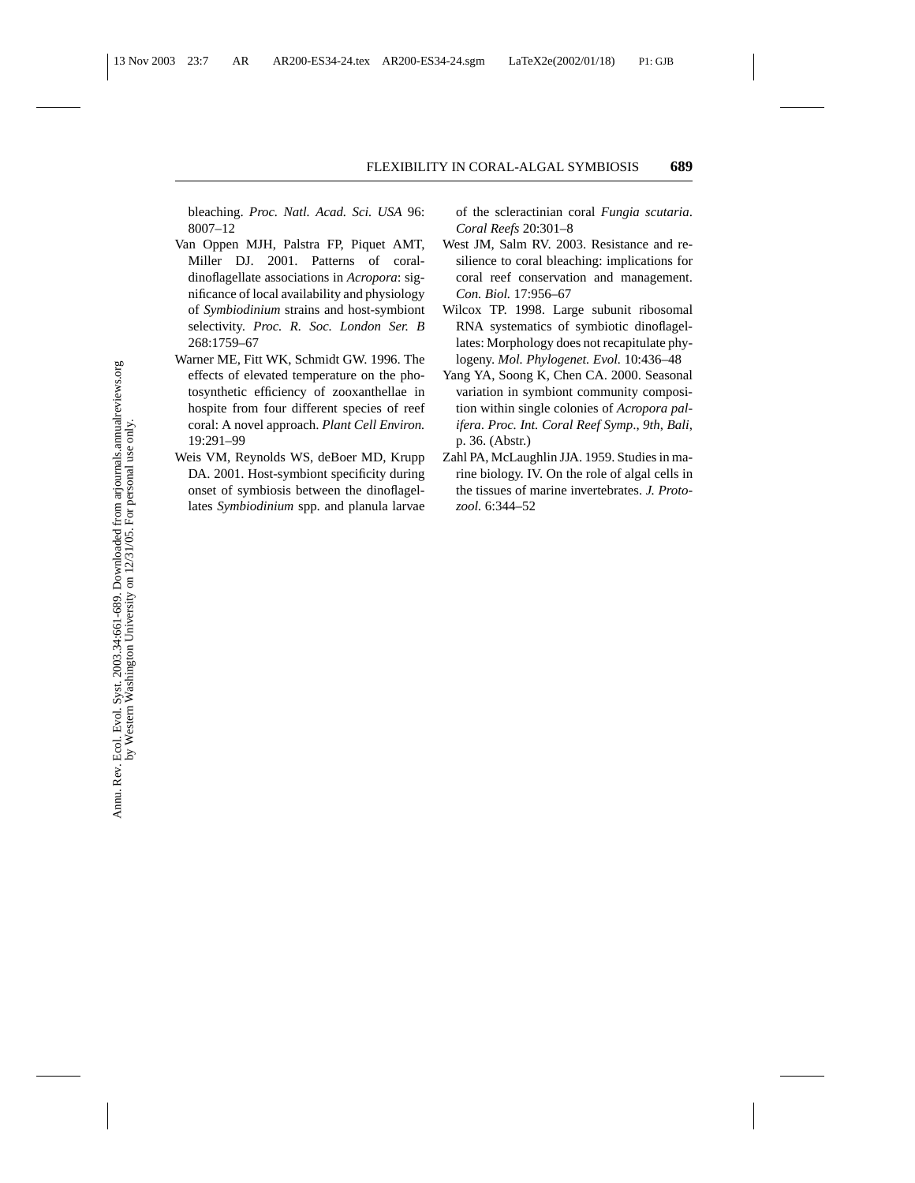bleaching. *Proc. Natl. Acad. Sci. USA* 96: 8007–12

Van Oppen MJH, Palstra FP, Piquet AMT, Miller DJ. 2001. Patterns of coral-dinoflagellate associations in *Acropora*: significance of local availability and physiology of *Symbiodinium* strains and host-symbiont selectivity. *Proc. R. Soc. London Ser. B* 268:1759–67

Warner ME, Fitt WK, Schmidt GW. 1996. The effects of elevated temperature on the photosynthetic efficiency of zooxanthellae in hospite from four different species of reef coral: A novel approach. *Plant Cell Environ.* 19:291–99

Weis VM, Reynolds WS, deBoer MD, Krupp DA. 2001. Host-symbiont specificity during onset of symbiosis between the dinoflagellates *Symbiodinium* spp. and planula larvae of the scleractinian coral *Fungia scutaria*. *Coral Reefs* 20:301–8

West JM, Salm RV. 2003. Resistance and resilience to coral bleaching: implications for coral reef conservation and management. *Con. Biol.* 17:956–67

Wilcox TP. 1998. Large subunit ribosomal RNA systematics of symbiotic dinoflagellates: Morphology does not recapitulate phylogeny. *Mol. Phylogenet. Evol.* 10:436–48

Yang YA, Soong K, Chen CA. 2000. Seasonal variation in symbiont community composition within single colonies of *Acropora palifera*. *Proc. Int. Coral Reef Symp., 9th, Bali*, p. 36. (Abstr.)

Zahl PA, McLaughlin JJA. 1959. Studies in marine biology. IV. On the role of algal cells in the tissues of marine invertebrates. *J. Protozool.* 6:344–52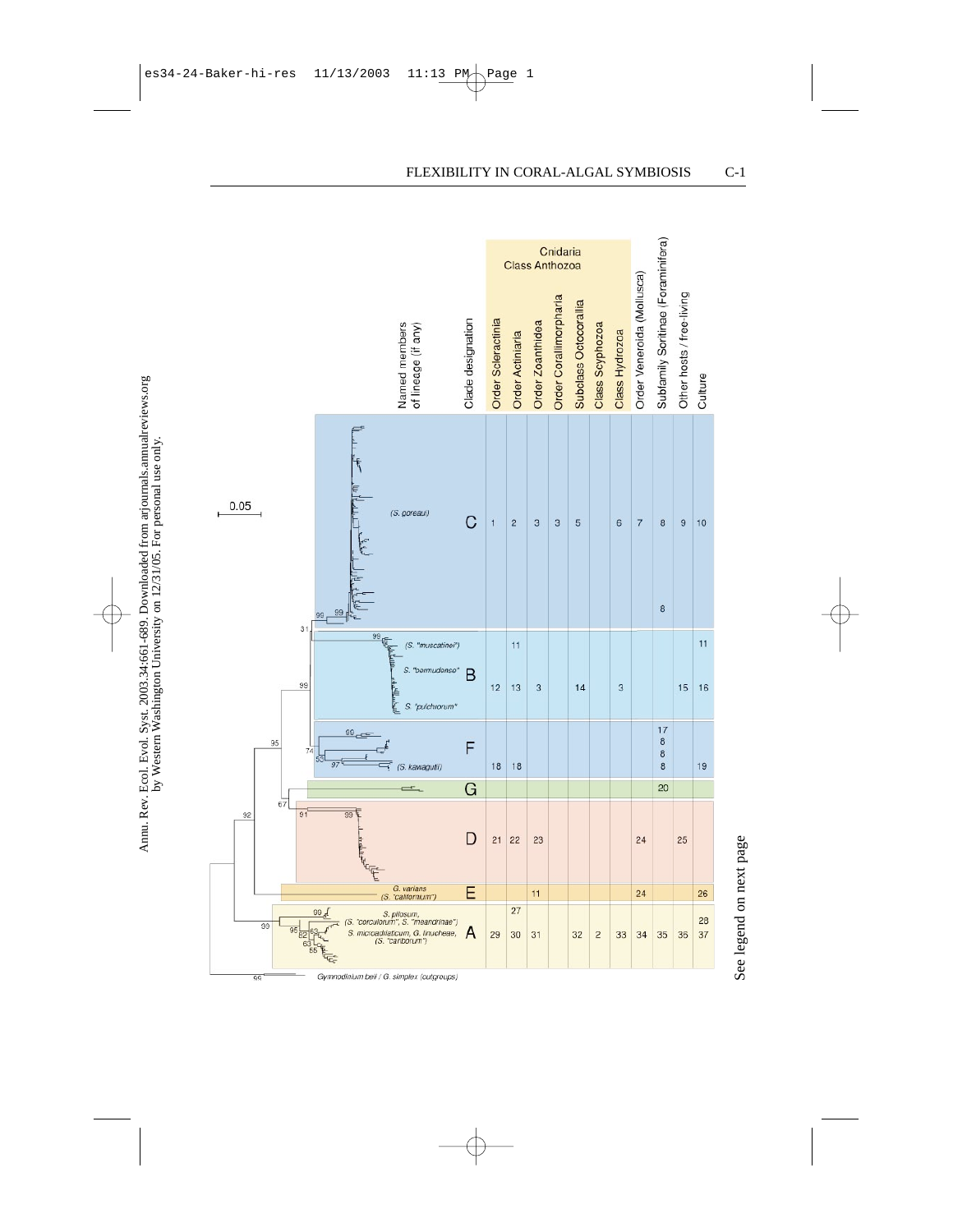0.05

| | | Cnidaria Class Anthozoa | | | | | | | | | | |
|---|---|---|---|---|---|---|---|---|---|---|---|---|
| Named members of lineage (if any) | Clade designation | Order Scleractinia | Order Actiniaria | Order Zoanthidea | Order Corallimorpharia | Subclass Octocorallia | Class Scyphozoa | Class Hydrozoa | Order Veneroida (Mollusca) | Subfamily Soritinae (Foraminifera) | Other hosts / free-living | Culture |
| (*S. goreaui*) | C | 1 | 2 | 3 | 3 | 5 | | 6 | 7 | 8, 8 | 9 | 10 |
| (*S. "muscatinei"*), *S. "bermudense"*, *S. "pulchrorum"* | B | 12 | 11, 13 | 3 | | 14 | | 3 | | | 15 | 11, 16 |
| (*S. kawagutii*) | F | 18 | 18 | | | | | | | 17, 8, 8, 8 | | 19 |
| | G | | | | | | | | | 20 | | |
| | D | 21 | 22 | 23 | | | | | 24 | | 25 | |
| *G. varians* (*S. "californium"*) | E | | | 11 | | | | | 24 | | | 26 |
| *S. pilosum*, (*S. "corculorum"*, *S. "meandrinae"*) *S. microadriaticum*, *G. linucheae*, (*S. "cariborum"*) | A | 29 | 27, 30 | 31 | | 32 | 2 | 33 | 34 | 35 | 36 | 28, 37 |

*Gymnodinium beii* / *G. simplex* (outgroups)

See legend on next page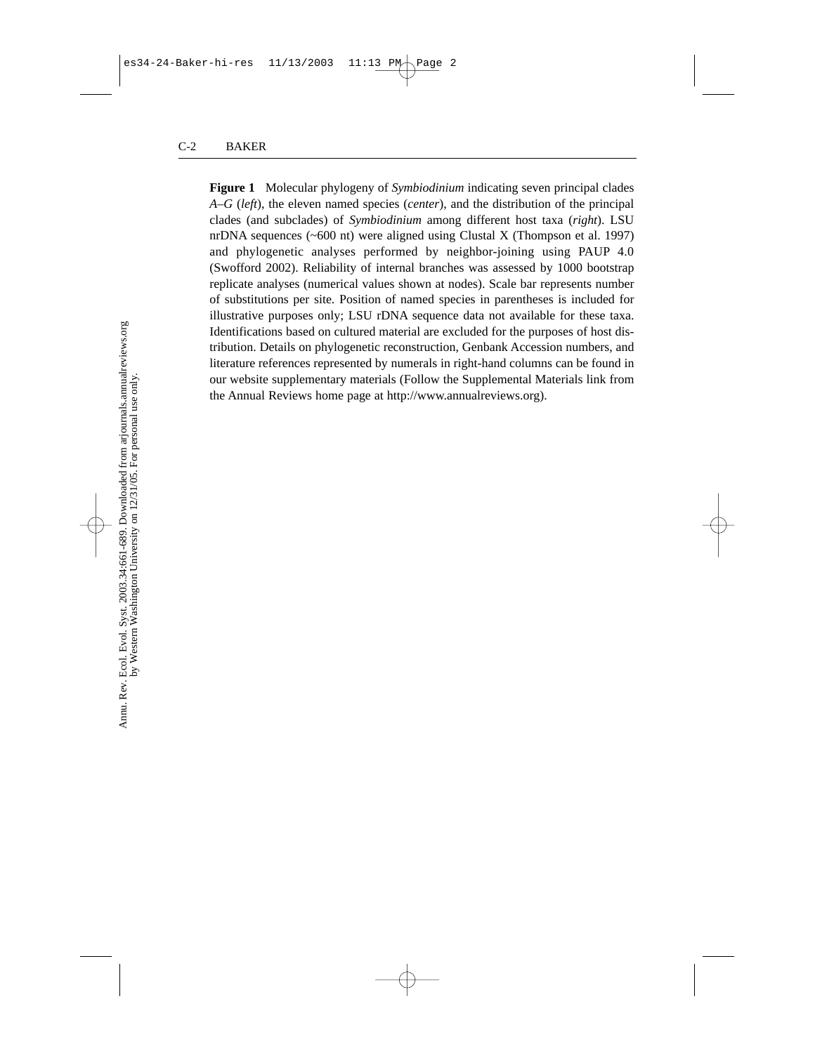**Figure 1** Molecular phylogeny of *Symbiodinium* indicating seven principal clades *A–G* (*left*), the eleven named species (*center*), and the distribution of the principal clades (and subclades) of *Symbiodinium* among different host taxa (*right*). LSU nrDNA sequences (~600 nt) were aligned using Clustal X (Thompson et al. 1997) and phylogenetic analyses performed by neighbor-joining using PAUP 4.0 (Swofford 2002). Reliability of internal branches was assessed by 1000 bootstrap replicate analyses (numerical values shown at nodes). Scale bar represents number of substitutions per site. Position of named species in parentheses is included for illustrative purposes only; LSU rDNA sequence data not available for these taxa. Identifications based on cultured material are excluded for the purposes of host distribution. Details on phylogenetic reconstruction, Genbank Accession numbers, and literature references represented by numerals in right-hand columns can be found in our website supplementary materials (Follow the Supplemental Materials link from the Annual Reviews home page at http://www.annualreviews.org).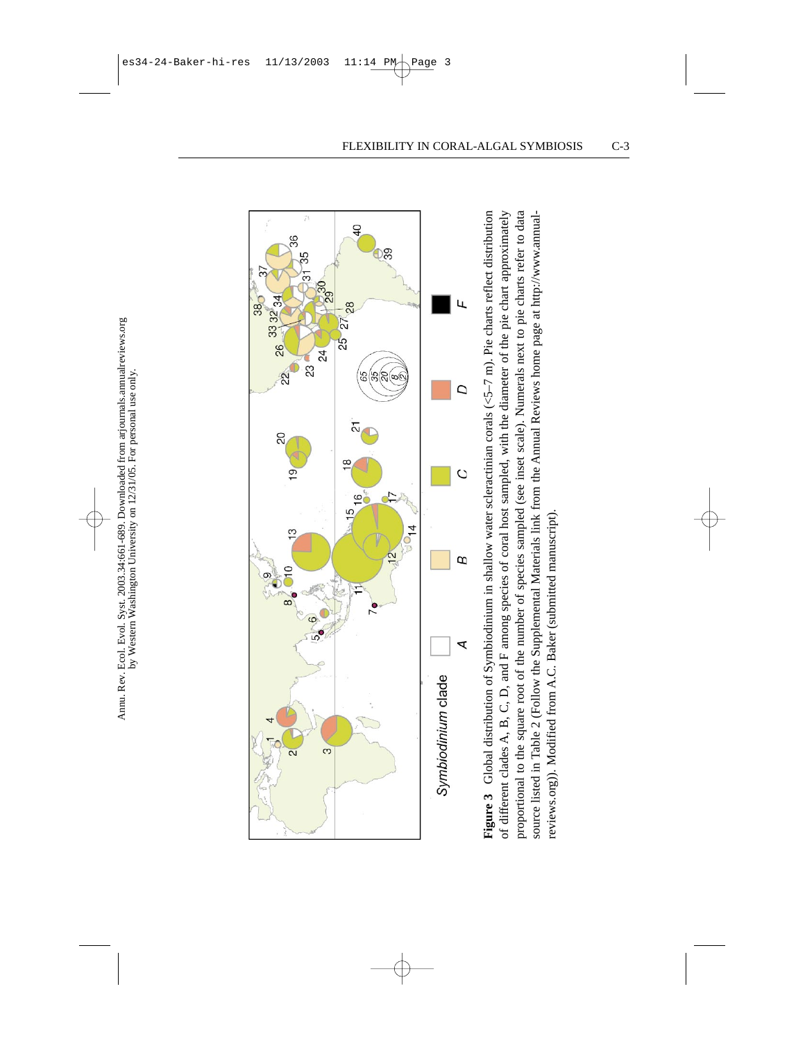Figure 3 Global distribution of Symbiodinium in shallow water scleractinian corals (<5–7 m). Pie charts reflect distribution of different clades A, B, C, D, and F among species of coral host sampled, with the diameter of the pie chart approximately proportional to the square root of the number of species sampled (see inset scale). Numerals next to pie charts refer to data source listed in Table 2 (Follow the Supplemental Materials link from the Annual Reviews home page at http://www.annualreviews.org)). Modified from A.C. Baker (submitted manuscript).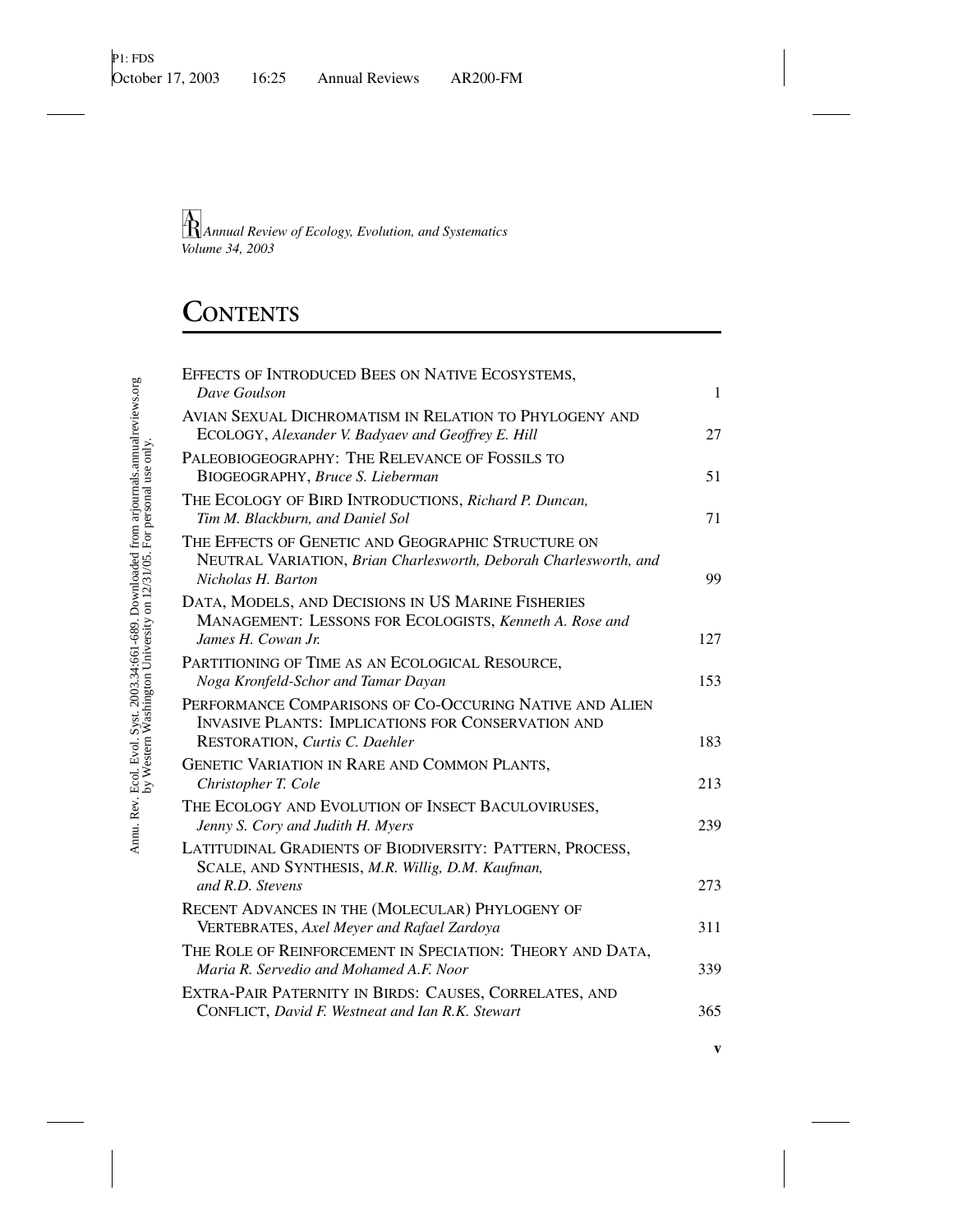*Annual Review of Ecology, Evolution, and Systematics*
*Volume 34, 2003*

# Contents

| | |
|---|---|
| EFFECTS OF INTRODUCED BEES ON NATIVE ECOSYSTEMS, *Dave Goulson* | 1 |
| AVIAN SEXUAL DICHROMATISM IN RELATION TO PHYLOGENY AND ECOLOGY, *Alexander V. Badyaev and Geoffrey E. Hill* | 27 |
| PALEOBIOGEOGRAPHY: THE RELEVANCE OF FOSSILS TO BIOGEOGRAPHY, *Bruce S. Lieberman* | 51 |
| THE ECOLOGY OF BIRD INTRODUCTIONS, *Richard P. Duncan, Tim M. Blackburn, and Daniel Sol* | 71 |
| THE EFFECTS OF GENETIC AND GEOGRAPHIC STRUCTURE ON NEUTRAL VARIATION, *Brian Charlesworth, Deborah Charlesworth, and Nicholas H. Barton* | 99 |
| DATA, MODELS, AND DECISIONS IN US MARINE FISHERIES MANAGEMENT: LESSONS FOR ECOLOGISTS, *Kenneth A. Rose and James H. Cowan Jr.* | 127 |
| PARTITIONING OF TIME AS AN ECOLOGICAL RESOURCE, *Noga Kronfeld-Schor and Tamar Dayan* | 153 |
| PERFORMANCE COMPARISONS OF CO-OCCURING NATIVE AND ALIEN INVASIVE PLANTS: IMPLICATIONS FOR CONSERVATION AND RESTORATION, *Curtis C. Daehler* | 183 |
| GENETIC VARIATION IN RARE AND COMMON PLANTS, *Christopher T. Cole* | 213 |
| THE ECOLOGY AND EVOLUTION OF INSECT BACULOVIRUSES, *Jenny S. Cory and Judith H. Myers* | 239 |
| LATITUDINAL GRADIENTS OF BIODIVERSITY: PATTERN, PROCESS, SCALE, AND SYNTHESIS, *M.R. Willig, D.M. Kaufman, and R.D. Stevens* | 273 |
| RECENT ADVANCES IN THE (MOLECULAR) PHYLOGENY OF VERTEBRATES, *Axel Meyer and Rafael Zardoya* | 311 |
| THE ROLE OF REINFORCEMENT IN SPECIATION: THEORY AND DATA, *Maria R. Servedio and Mohamed A.F. Noor* | 339 |
| EXTRA-PAIR PATERNITY IN BIRDS: CAUSES, CORRELATES, AND CONFLICT, *David F. Westneat and Ian R.K. Stewart* | 365 |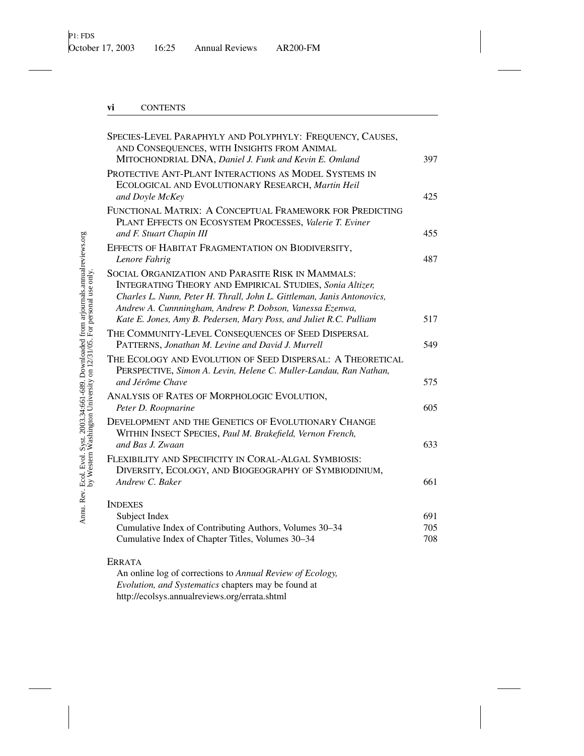Species-Level Paraphyly and Polyphyly: Frequency, Causes, and Consequences, with Insights from Animal Mitochondrial DNA, *Daniel J. Funk and Kevin E. Omland* — 397

Protective Ant-Plant Interactions as Model Systems in Ecological and Evolutionary Research, *Martin Heil and Doyle McKey* — 425

Functional Matrix: A Conceptual Framework for Predicting Plant Effects on Ecosystem Processes, *Valerie T. Eviner and F. Stuart Chapin III* — 455

Effects of Habitat Fragmentation on Biodiversity, *Lenore Fahrig* — 487

Social Organization and Parasite Risk in Mammals: Integrating Theory and Empirical Studies, *Sonia Altizer, Charles L. Nunn, Peter H. Thrall, John L. Gittleman, Janis Antonovics, Andrew A. Cunnningham, Andrew P. Dobson, Vanessa Ezenwa, Kate E. Jones, Amy B. Pedersen, Mary Poss, and Juliet R.C. Pulliam* — 517

The Community-Level Consequences of Seed Dispersal Patterns, *Jonathan M. Levine and David J. Murrell* — 549

The Ecology and Evolution of Seed Dispersal: A Theoretical Perspective, *Simon A. Levin, Helene C. Muller-Landau, Ran Nathan, and Jérôme Chave* — 575

Analysis of Rates of Morphologic Evolution, *Peter D. Roopnarine* — 605

Development and the Genetics of Evolutionary Change Within Insect Species, *Paul M. Brakefield, Vernon French, and Bas J. Zwaan* — 633

Flexibility and Specificity in Coral-Algal Symbiosis: Diversity, Ecology, and Biogeography of Symbiodinium, *Andrew C. Baker* — 661

## Indexes

Subject Index — 691

Cumulative Index of Contributing Authors, Volumes 30–34 — 705

Cumulative Index of Chapter Titles, Volumes 30–34 — 708

## Errata

An online log of corrections to *Annual Review of Ecology, Evolution, and Systematics* chapters may be found at http://ecolsys.annualreviews.org/errata.shtml